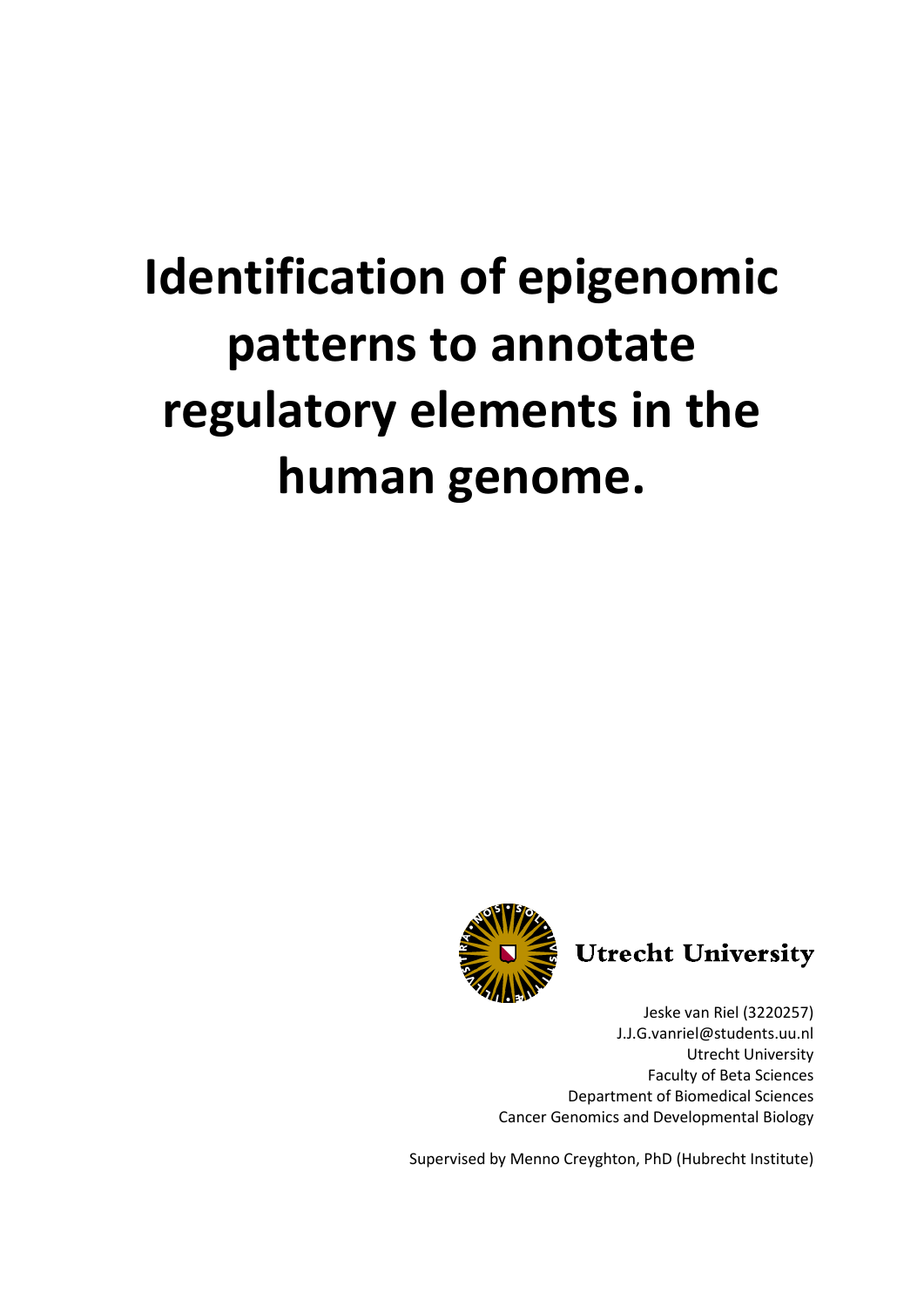# Identification of epigenomic patterns to annotate regulatory elements in the human genome.

Utrecht University

Jeske van Riel (3220257)
J.J.G.vanriel@students.uu.nl
Utrecht University
Faculty of Beta Sciences
Department of Biomedical Sciences
Cancer Genomics and Developmental Biology

Supervised by Menno Creyghton, PhD (Hubrecht Institute)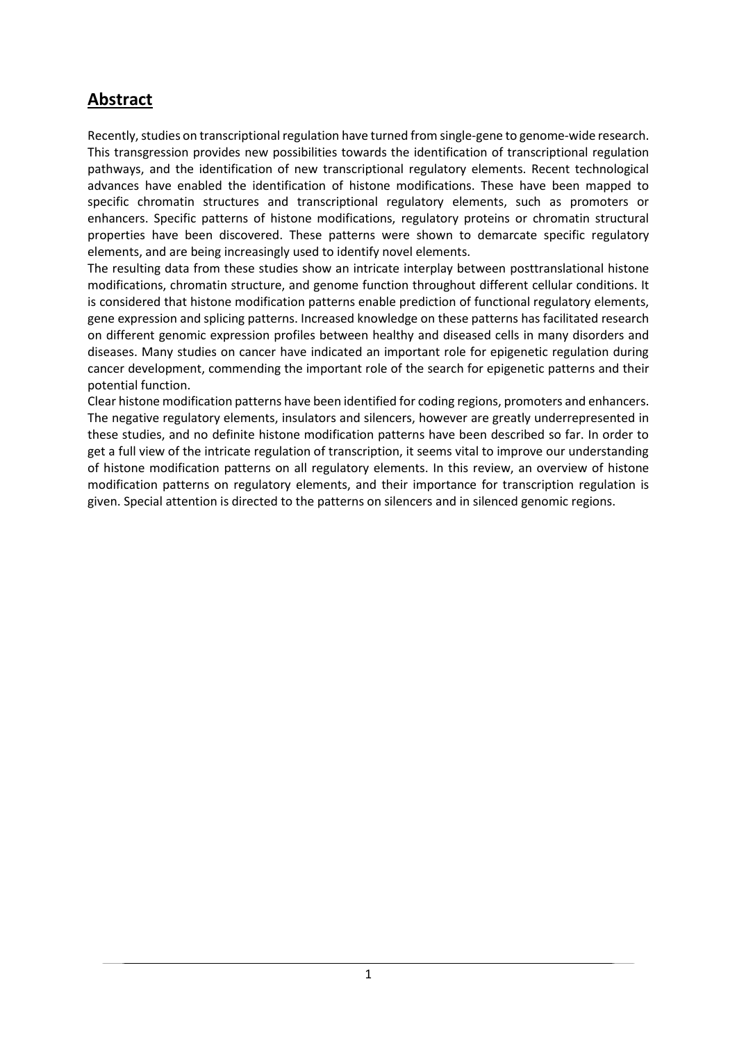# Abstract

Recently, studies on transcriptional regulation have turned from single-gene to genome-wide research. This transgression provides new possibilities towards the identification of transcriptional regulation pathways, and the identification of new transcriptional regulatory elements. Recent technological advances have enabled the identification of histone modifications. These have been mapped to specific chromatin structures and transcriptional regulatory elements, such as promoters or enhancers. Specific patterns of histone modifications, regulatory proteins or chromatin structural properties have been discovered. These patterns were shown to demarcate specific regulatory elements, and are being increasingly used to identify novel elements.

The resulting data from these studies show an intricate interplay between posttranslational histone modifications, chromatin structure, and genome function throughout different cellular conditions. It is considered that histone modification patterns enable prediction of functional regulatory elements, gene expression and splicing patterns. Increased knowledge on these patterns has facilitated research on different genomic expression profiles between healthy and diseased cells in many disorders and diseases. Many studies on cancer have indicated an important role for epigenetic regulation during cancer development, commending the important role of the search for epigenetic patterns and their potential function.

Clear histone modification patterns have been identified for coding regions, promoters and enhancers. The negative regulatory elements, insulators and silencers, however are greatly underrepresented in these studies, and no definite histone modification patterns have been described so far. In order to get a full view of the intricate regulation of transcription, it seems vital to improve our understanding of histone modification patterns on all regulatory elements. In this review, an overview of histone modification patterns on regulatory elements, and their importance for transcription regulation is given. Special attention is directed to the patterns on silencers and in silenced genomic regions.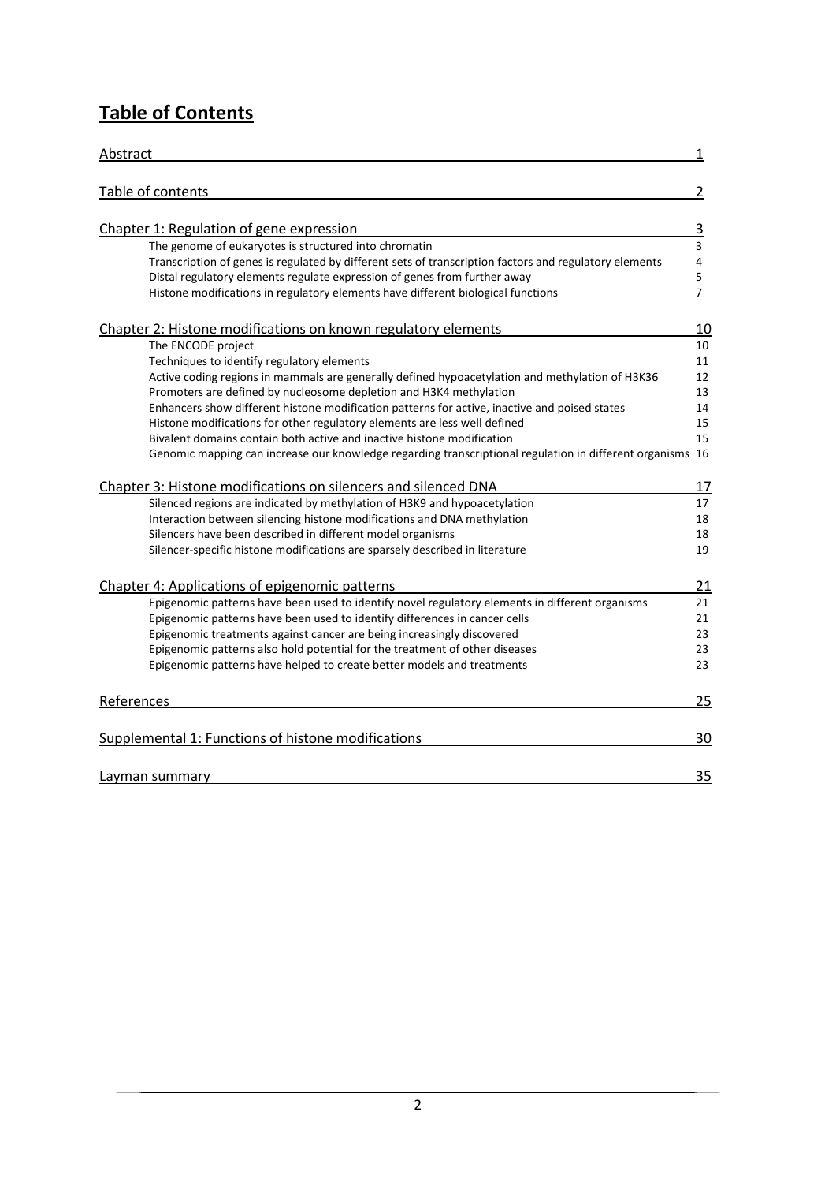# Table of Contents

| | |
|---|---|
| Abstract | 1 |
| Table of contents | 2 |
| **Chapter 1: Regulation of gene expression** | **3** |
| The genome of eukaryotes is structured into chromatin | 3 |
| Transcription of genes is regulated by different sets of transcription factors and regulatory elements | 4 |
| Distal regulatory elements regulate expression of genes from further away | 5 |
| Histone modifications in regulatory elements have different biological functions | 7 |
| **Chapter 2: Histone modifications on known regulatory elements** | **10** |
| The ENCODE project | 10 |
| Techniques to identify regulatory elements | 11 |
| Active coding regions in mammals are generally defined hypoacetylation and methylation of H3K36 | 12 |
| Promoters are defined by nucleosome depletion and H3K4 methylation | 13 |
| Enhancers show different histone modification patterns for active, inactive and poised states | 14 |
| Histone modifications for other regulatory elements are less well defined | 15 |
| Bivalent domains contain both active and inactive histone modification | 15 |
| Genomic mapping can increase our knowledge regarding transcriptional regulation in different organisms | 16 |
| **Chapter 3: Histone modifications on silencers and silenced DNA** | **17** |
| Silenced regions are indicated by methylation of H3K9 and hypoacetylation | 17 |
| Interaction between silencing histone modifications and DNA methylation | 18 |
| Silencers have been described in different model organisms | 18 |
| Silencer-specific histone modifications are sparsely described in literature | 19 |
| **Chapter 4: Applications of epigenomic patterns** | **21** |
| Epigenomic patterns have been used to identify novel regulatory elements in different organisms | 21 |
| Epigenomic patterns have been used to identify differences in cancer cells | 21 |
| Epigenomic treatments against cancer are being increasingly discovered | 23 |
| Epigenomic patterns also hold potential for the treatment of other diseases | 23 |
| Epigenomic patterns have helped to create better models and treatments | 23 |
| References | 25 |
| Supplemental 1: Functions of histone modifications | 30 |
| Layman summary | 35 |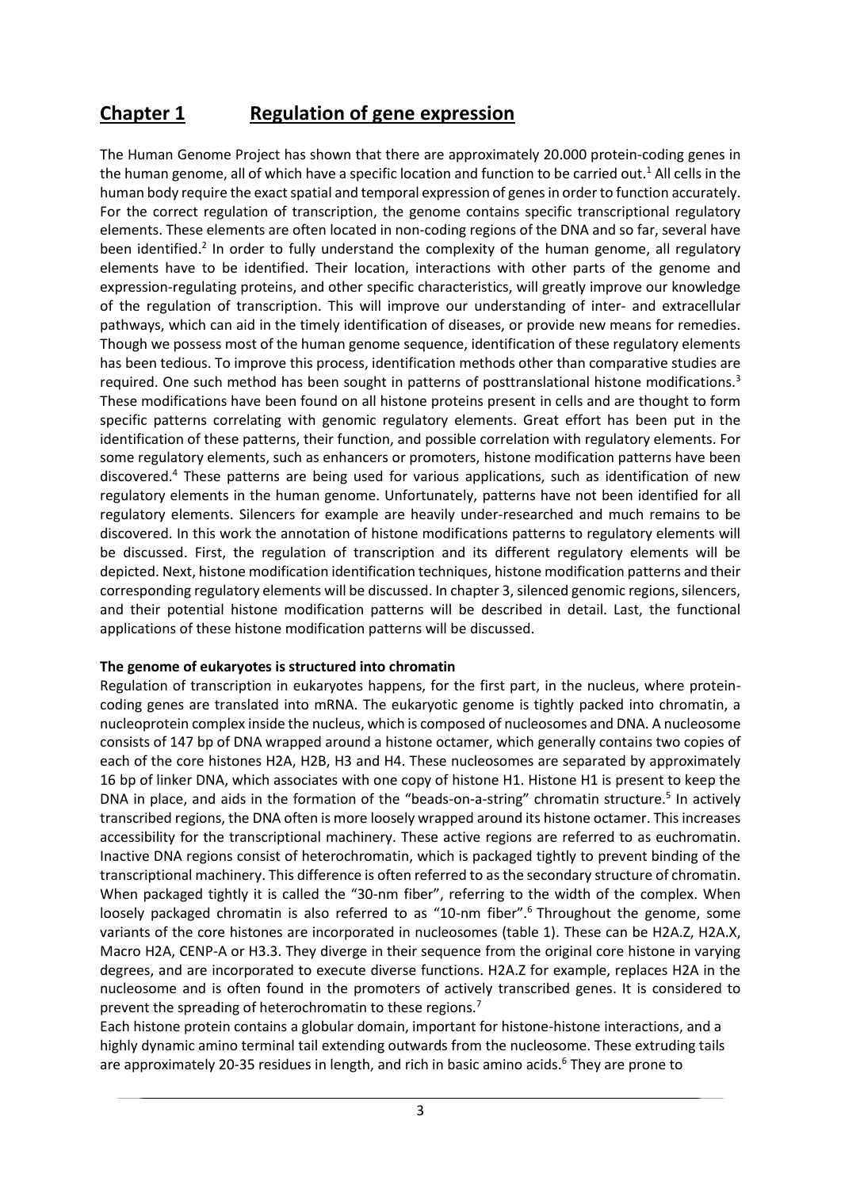# Chapter 1 Regulation of gene expression

The Human Genome Project has shown that there are approximately 20.000 protein-coding genes in the human genome, all of which have a specific location and function to be carried out.[1] All cells in the human body require the exact spatial and temporal expression of genes in order to function accurately. For the correct regulation of transcription, the genome contains specific transcriptional regulatory elements. These elements are often located in non-coding regions of the DNA and so far, several have been identified.[2] In order to fully understand the complexity of the human genome, all regulatory elements have to be identified. Their location, interactions with other parts of the genome and expression-regulating proteins, and other specific characteristics, will greatly improve our knowledge of the regulation of transcription. This will improve our understanding of inter- and extracellular pathways, which can aid in the timely identification of diseases, or provide new means for remedies. Though we possess most of the human genome sequence, identification of these regulatory elements has been tedious. To improve this process, identification methods other than comparative studies are required. One such method has been sought in patterns of posttranslational histone modifications.[3] These modifications have been found on all histone proteins present in cells and are thought to form specific patterns correlating with genomic regulatory elements. Great effort has been put in the identification of these patterns, their function, and possible correlation with regulatory elements. For some regulatory elements, such as enhancers or promoters, histone modification patterns have been discovered.[4] These patterns are being used for various applications, such as identification of new regulatory elements in the human genome. Unfortunately, patterns have not been identified for all regulatory elements. Silencers for example are heavily under-researched and much remains to be discovered. In this work the annotation of histone modifications patterns to regulatory elements will be discussed. First, the regulation of transcription and its different regulatory elements will be depicted. Next, histone modification identification techniques, histone modification patterns and their corresponding regulatory elements will be discussed. In chapter 3, silenced genomic regions, silencers, and their potential histone modification patterns will be described in detail. Last, the functional applications of these histone modification patterns will be discussed.

**The genome of eukaryotes is structured into chromatin**

Regulation of transcription in eukaryotes happens, for the first part, in the nucleus, where protein-coding genes are translated into mRNA. The eukaryotic genome is tightly packed into chromatin, a nucleoprotein complex inside the nucleus, which is composed of nucleosomes and DNA. A nucleosome consists of 147 bp of DNA wrapped around a histone octamer, which generally contains two copies of each of the core histones H2A, H2B, H3 and H4. These nucleosomes are separated by approximately 16 bp of linker DNA, which associates with one copy of histone H1. Histone H1 is present to keep the DNA in place, and aids in the formation of the "beads-on-a-string" chromatin structure.[5] In actively transcribed regions, the DNA often is more loosely wrapped around its histone octamer. This increases accessibility for the transcriptional machinery. These active regions are referred to as euchromatin. Inactive DNA regions consist of heterochromatin, which is packaged tightly to prevent binding of the transcriptional machinery. This difference is often referred to as the secondary structure of chromatin. When packaged tightly it is called the "30-nm fiber", referring to the width of the complex. When loosely packaged chromatin is also referred to as "10-nm fiber".[6] Throughout the genome, some variants of the core histones are incorporated in nucleosomes (table 1). These can be H2A.Z, H2A.X, Macro H2A, CENP-A or H3.3. They diverge in their sequence from the original core histone in varying degrees, and are incorporated to execute diverse functions. H2A.Z for example, replaces H2A in the nucleosome and is often found in the promoters of actively transcribed genes. It is considered to prevent the spreading of heterochromatin to these regions.[7]

Each histone protein contains a globular domain, important for histone-histone interactions, and a highly dynamic amino terminal tail extending outwards from the nucleosome. These extruding tails are approximately 20-35 residues in length, and rich in basic amino acids.[6] They are prone to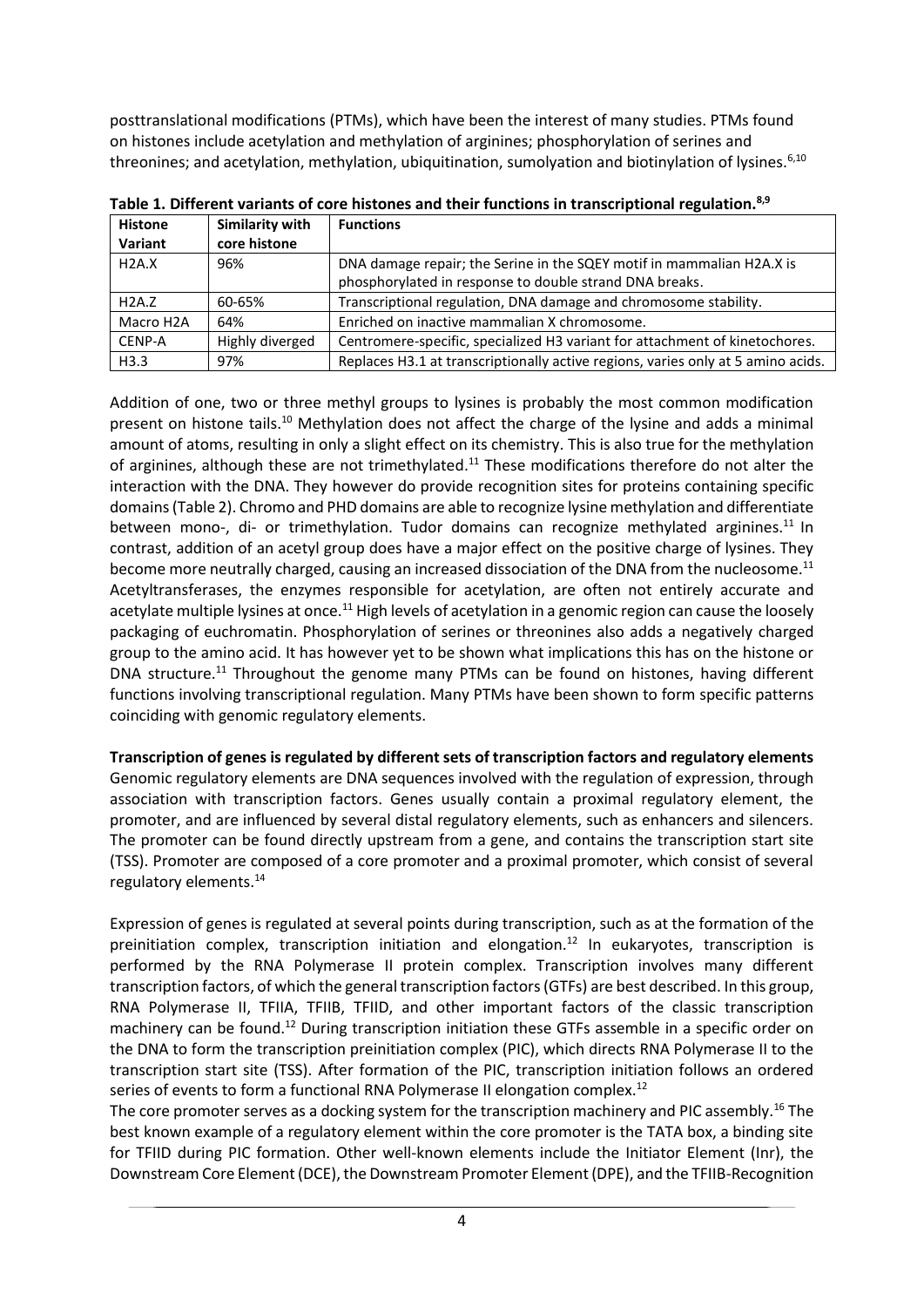posttranslational modifications (PTMs), which have been the interest of many studies. PTMs found on histones include acetylation and methylation of arginines; phosphorylation of serines and threonines; and acetylation, methylation, ubiquitination, sumolyation and biotinylation of lysines.[6,10]

**Table 1. Different variants of core histones and their functions in transcriptional regulation.[8,9]**

| Histone Variant | Similarity with core histone | Functions |
|---|---|---|
| H2A.X | 96% | DNA damage repair; the Serine in the SQEY motif in mammalian H2A.X is phosphorylated in response to double strand DNA breaks. |
| H2A.Z | 60-65% | Transcriptional regulation, DNA damage and chromosome stability. |
| Macro H2A | 64% | Enriched on inactive mammalian X chromosome. |
| CENP-A | Highly diverged | Centromere-specific, specialized H3 variant for attachment of kinetochores. |
| H3.3 | 97% | Replaces H3.1 at transcriptionally active regions, varies only at 5 amino acids. |

Addition of one, two or three methyl groups to lysines is probably the most common modification present on histone tails.[10] Methylation does not affect the charge of the lysine and adds a minimal amount of atoms, resulting in only a slight effect on its chemistry. This is also true for the methylation of arginines, although these are not trimethylated.[11] These modifications therefore do not alter the interaction with the DNA. They however do provide recognition sites for proteins containing specific domains (Table 2). Chromo and PHD domains are able to recognize lysine methylation and differentiate between mono-, di- or trimethylation. Tudor domains can recognize methylated arginines.[11] In contrast, addition of an acetyl group does have a major effect on the positive charge of lysines. They become more neutrally charged, causing an increased dissociation of the DNA from the nucleosome.[11] Acetyltransferases, the enzymes responsible for acetylation, are often not entirely accurate and acetylate multiple lysines at once.[11] High levels of acetylation in a genomic region can cause the loosely packaging of euchromatin. Phosphorylation of serines or threonines also adds a negatively charged group to the amino acid. It has however yet to be shown what implications this has on the histone or DNA structure.[11] Throughout the genome many PTMs can be found on histones, having different functions involving transcriptional regulation. Many PTMs have been shown to form specific patterns coinciding with genomic regulatory elements.

**Transcription of genes is regulated by different sets of transcription factors and regulatory elements**

Genomic regulatory elements are DNA sequences involved with the regulation of expression, through association with transcription factors. Genes usually contain a proximal regulatory element, the promoter, and are influenced by several distal regulatory elements, such as enhancers and silencers. The promoter can be found directly upstream from a gene, and contains the transcription start site (TSS). Promoter are composed of a core promoter and a proximal promoter, which consist of several regulatory elements.[14]

Expression of genes is regulated at several points during transcription, such as at the formation of the preinitiation complex, transcription initiation and elongation.[12] In eukaryotes, transcription is performed by the RNA Polymerase II protein complex. Transcription involves many different transcription factors, of which the general transcription factors (GTFs) are best described. In this group, RNA Polymerase II, TFIIA, TFIIB, TFIID, and other important factors of the classic transcription machinery can be found.[12] During transcription initiation these GTFs assemble in a specific order on the DNA to form the transcription preinitiation complex (PIC), which directs RNA Polymerase II to the transcription start site (TSS). After formation of the PIC, transcription initiation follows an ordered series of events to form a functional RNA Polymerase II elongation complex.[12]

The core promoter serves as a docking system for the transcription machinery and PIC assembly.[16] The best known example of a regulatory element within the core promoter is the TATA box, a binding site for TFIID during PIC formation. Other well-known elements include the Initiator Element (Inr), the Downstream Core Element (DCE), the Downstream Promoter Element (DPE), and the TFIIB-Recognition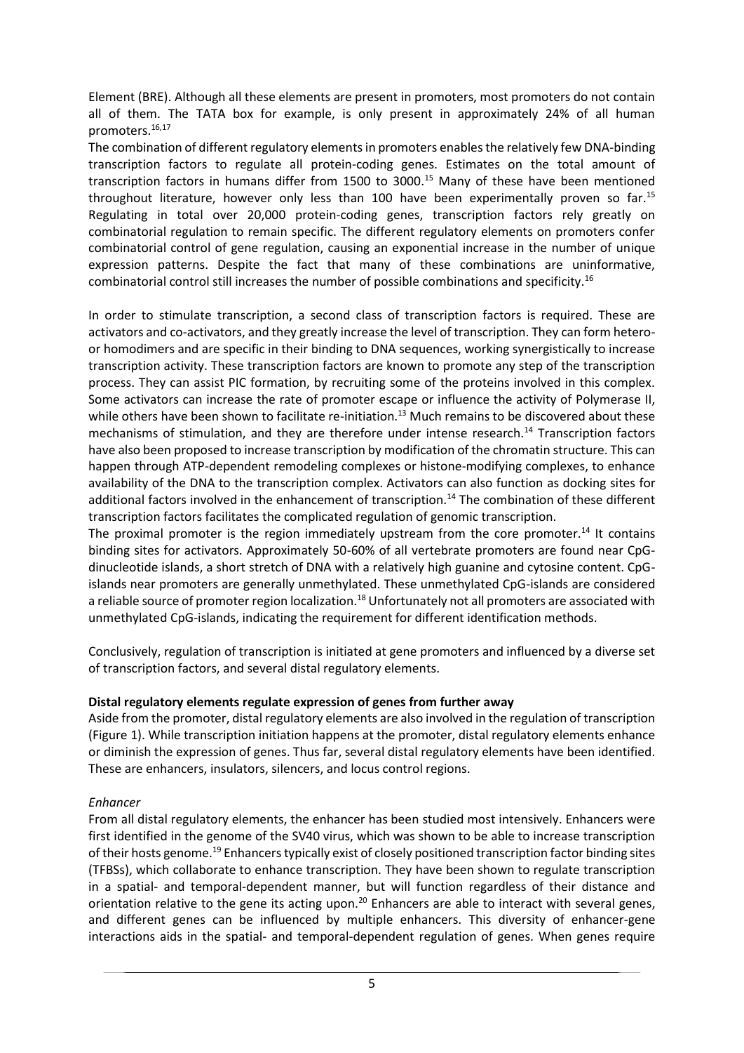Element (BRE). Although all these elements are present in promoters, most promoters do not contain all of them. The TATA box for example, is only present in approximately 24% of all human promoters.[16,17]

The combination of different regulatory elements in promoters enables the relatively few DNA-binding transcription factors to regulate all protein-coding genes. Estimates on the total amount of transcription factors in humans differ from 1500 to 3000.[15] Many of these have been mentioned throughout literature, however only less than 100 have been experimentally proven so far.[15] Regulating in total over 20,000 protein-coding genes, transcription factors rely greatly on combinatorial regulation to remain specific. The different regulatory elements on promoters confer combinatorial control of gene regulation, causing an exponential increase in the number of unique expression patterns. Despite the fact that many of these combinations are uninformative, combinatorial control still increases the number of possible combinations and specificity.[16]

In order to stimulate transcription, a second class of transcription factors is required. These are activators and co-activators, and they greatly increase the level of transcription. They can form hetero- or homodimers and are specific in their binding to DNA sequences, working synergistically to increase transcription activity. These transcription factors are known to promote any step of the transcription process. They can assist PIC formation, by recruiting some of the proteins involved in this complex. Some activators can increase the rate of promoter escape or influence the activity of Polymerase II, while others have been shown to facilitate re-initiation.[13] Much remains to be discovered about these mechanisms of stimulation, and they are therefore under intense research.[14] Transcription factors have also been proposed to increase transcription by modification of the chromatin structure. This can happen through ATP-dependent remodeling complexes or histone-modifying complexes, to enhance availability of the DNA to the transcription complex. Activators can also function as docking sites for additional factors involved in the enhancement of transcription.[14] The combination of these different transcription factors facilitates the complicated regulation of genomic transcription.

The proximal promoter is the region immediately upstream from the core promoter.[14] It contains binding sites for activators. Approximately 50-60% of all vertebrate promoters are found near CpG-dinucleotide islands, a short stretch of DNA with a relatively high guanine and cytosine content. CpG-islands near promoters are generally unmethylated. These unmethylated CpG-islands are considered a reliable source of promoter region localization.[18] Unfortunately not all promoters are associated with unmethylated CpG-islands, indicating the requirement for different identification methods.

Conclusively, regulation of transcription is initiated at gene promoters and influenced by a diverse set of transcription factors, and several distal regulatory elements.

**Distal regulatory elements regulate expression of genes from further away**

Aside from the promoter, distal regulatory elements are also involved in the regulation of transcription (Figure 1). While transcription initiation happens at the promoter, distal regulatory elements enhance or diminish the expression of genes. Thus far, several distal regulatory elements have been identified. These are enhancers, insulators, silencers, and locus control regions.

*Enhancer*

From all distal regulatory elements, the enhancer has been studied most intensively. Enhancers were first identified in the genome of the SV40 virus, which was shown to be able to increase transcription of their hosts genome.[19] Enhancers typically exist of closely positioned transcription factor binding sites (TFBSs), which collaborate to enhance transcription. They have been shown to regulate transcription in a spatial- and temporal-dependent manner, but will function regardless of their distance and orientation relative to the gene its acting upon.[20] Enhancers are able to interact with several genes, and different genes can be influenced by multiple enhancers. This diversity of enhancer-gene interactions aids in the spatial- and temporal-dependent regulation of genes. When genes require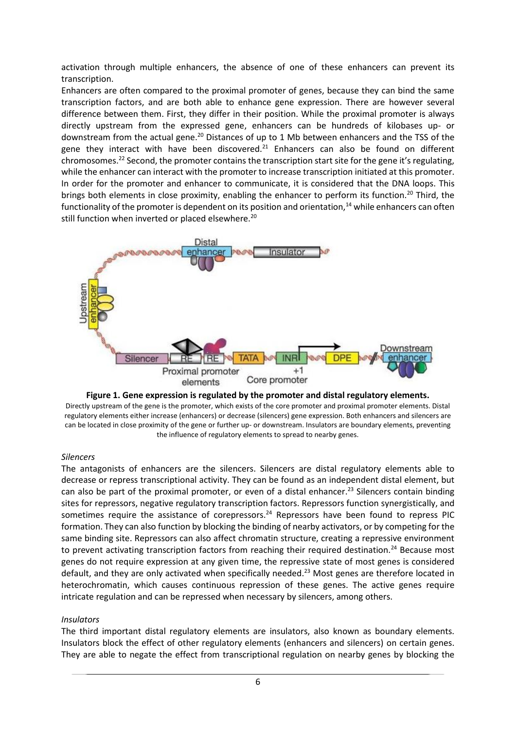activation through multiple enhancers, the absence of one of these enhancers can prevent its transcription.

Enhancers are often compared to the proximal promoter of genes, because they can bind the same transcription factors, and are both able to enhance gene expression. There are however several difference between them. First, they differ in their position. While the proximal promoter is always directly upstream from the expressed gene, enhancers can be hundreds of kilobases up- or downstream from the actual gene.[20] Distances of up to 1 Mb between enhancers and the TSS of the gene they interact with have been discovered.[21] Enhancers can also be found on different chromosomes.[22] Second, the promoter contains the transcription start site for the gene it's regulating, while the enhancer can interact with the promoter to increase transcription initiated at this promoter. In order for the promoter and enhancer to communicate, it is considered that the DNA loops. This brings both elements in close proximity, enabling the enhancer to perform its function.[20] Third, the functionality of the promoter is dependent on its position and orientation,[14] while enhancers can often still function when inverted or placed elsewhere.[20]

**Figure 1. Gene expression is regulated by the promoter and distal regulatory elements.**
Directly upstream of the gene is the promoter, which exists of the core promoter and proximal promoter elements. Distal regulatory elements either increase (enhancers) or decrease (silencers) gene expression. Both enhancers and silencers are can be located in close proximity of the gene or further up- or downstream. Insulators are boundary elements, preventing the influence of regulatory elements to spread to nearby genes.

*Silencers*

The antagonists of enhancers are the silencers. Silencers are distal regulatory elements able to decrease or repress transcriptional activity. They can be found as an independent distal element, but can also be part of the proximal promoter, or even of a distal enhancer.[23] Silencers contain binding sites for repressors, negative regulatory transcription factors. Repressors function synergistically, and sometimes require the assistance of corepressors.[24] Repressors have been found to repress PIC formation. They can also function by blocking the binding of nearby activators, or by competing for the same binding site. Repressors can also affect chromatin structure, creating a repressive environment to prevent activating transcription factors from reaching their required destination.[24] Because most genes do not require expression at any given time, the repressive state of most genes is considered default, and they are only activated when specifically needed.[23] Most genes are therefore located in heterochromatin, which causes continuous repression of these genes. The active genes require intricate regulation and can be repressed when necessary by silencers, among others.

*Insulators*

The third important distal regulatory elements are insulators, also known as boundary elements. Insulators block the effect of other regulatory elements (enhancers and silencers) on certain genes. They are able to negate the effect from transcriptional regulation on nearby genes by blocking the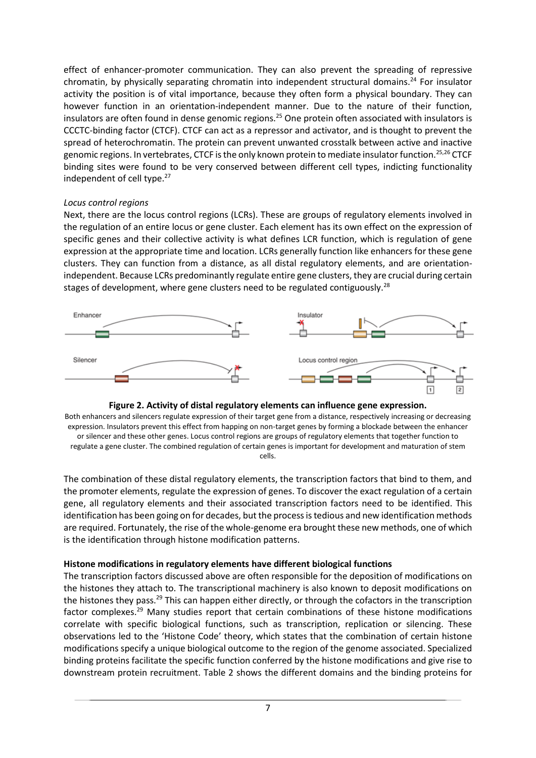effect of enhancer-promoter communication. They can also prevent the spreading of repressive chromatin, by physically separating chromatin into independent structural domains.[24] For insulator activity the position is of vital importance, because they often form a physical boundary. They can however function in an orientation-independent manner. Due to the nature of their function, insulators are often found in dense genomic regions.[25] One protein often associated with insulators is CCCTC-binding factor (CTCF). CTCF can act as a repressor and activator, and is thought to prevent the spread of heterochromatin. The protein can prevent unwanted crosstalk between active and inactive genomic regions. In vertebrates, CTCF is the only known protein to mediate insulator function.[25,26] CTCF binding sites were found to be very conserved between different cell types, indicting functionality independent of cell type.[27]

*Locus control regions*

Next, there are the locus control regions (LCRs). These are groups of regulatory elements involved in the regulation of an entire locus or gene cluster. Each element has its own effect on the expression of specific genes and their collective activity is what defines LCR function, which is regulation of gene expression at the appropriate time and location. LCRs generally function like enhancers for these gene clusters. They can function from a distance, as all distal regulatory elements, and are orientation-independent. Because LCRs predominantly regulate entire gene clusters, they are crucial during certain stages of development, where gene clusters need to be regulated contiguously.[28]

**Figure 2. Activity of distal regulatory elements can influence gene expression.**

Both enhancers and silencers regulate expression of their target gene from a distance, respectively increasing or decreasing expression. Insulators prevent this effect from happing on non-target genes by forming a blockade between the enhancer or silencer and these other genes. Locus control regions are groups of regulatory elements that together function to regulate a gene cluster. The combined regulation of certain genes is important for development and maturation of stem cells.

The combination of these distal regulatory elements, the transcription factors that bind to them, and the promoter elements, regulate the expression of genes. To discover the exact regulation of a certain gene, all regulatory elements and their associated transcription factors need to be identified. This identification has been going on for decades, but the process is tedious and new identification methods are required. Fortunately, the rise of the whole-genome era brought these new methods, one of which is the identification through histone modification patterns.

**Histone modifications in regulatory elements have different biological functions**

The transcription factors discussed above are often responsible for the deposition of modifications on the histones they attach to. The transcriptional machinery is also known to deposit modifications on the histones they pass.[29] This can happen either directly, or through the cofactors in the transcription factor complexes.[29] Many studies report that certain combinations of these histone modifications correlate with specific biological functions, such as transcription, replication or silencing. These observations led to the 'Histone Code' theory, which states that the combination of certain histone modifications specify a unique biological outcome to the region of the genome associated. Specialized binding proteins facilitate the specific function conferred by the histone modifications and give rise to downstream protein recruitment. Table 2 shows the different domains and the binding proteins for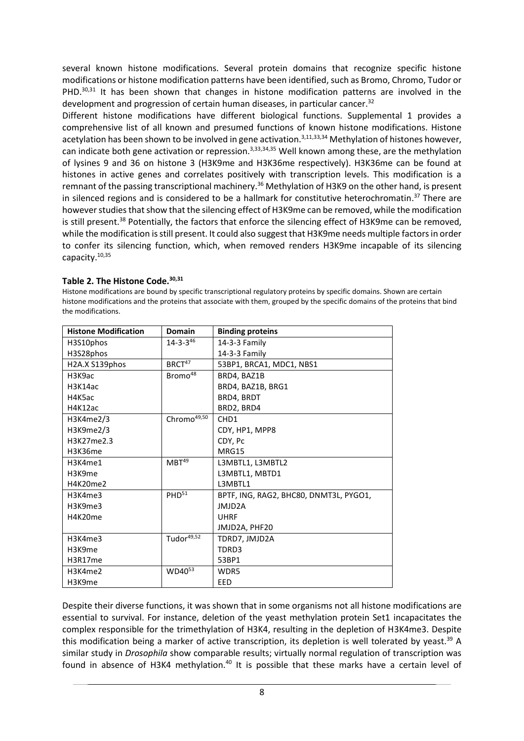several known histone modifications. Several protein domains that recognize specific histone modifications or histone modification patterns have been identified, such as Bromo, Chromo, Tudor or PHD.[30,31] It has been shown that changes in histone modification patterns are involved in the development and progression of certain human diseases, in particular cancer.[32]

Different histone modifications have different biological functions. Supplemental 1 provides a comprehensive list of all known and presumed functions of known histone modifications. Histone acetylation has been shown to be involved in gene activation.[3,11,33,34] Methylation of histones however, can indicate both gene activation or repression.[3,33,34,35] Well known among these, are the methylation of lysines 9 and 36 on histone 3 (H3K9me and H3K36me respectively). H3K36me can be found at histones in active genes and correlates positively with transcription levels. This modification is a remnant of the passing transcriptional machinery.[36] Methylation of H3K9 on the other hand, is present in silenced regions and is considered to be a hallmark for constitutive heterochromatin.[37] There are however studies that show that the silencing effect of H3K9me can be removed, while the modification is still present.[38] Potentially, the factors that enforce the silencing effect of H3K9me can be removed, while the modification is still present. It could also suggest that H3K9me needs multiple factors in order to confer its silencing function, which, when removed renders H3K9me incapable of its silencing capacity.[10,35]

**Table 2. The Histone Code.[30,31]**

Histone modifications are bound by specific transcriptional regulatory proteins by specific domains. Shown are certain histone modifications and the proteins that associate with them, grouped by the specific domains of the proteins that bind the modifications.

| Histone Modification | Domain | Binding proteins |
|---|---|---|
| H3S10phos | 14-3-3[46] | 14-3-3 Family |
| H3S28phos | | 14-3-3 Family |
| H2A.X S139phos | BRCT[47] | 53BP1, BRCA1, MDC1, NBS1 |
| H3K9ac | Bromo[48] | BRD4, BAZ1B |
| H3K14ac | | BRD4, BAZ1B, BRG1 |
| H4K5ac | | BRD4, BRDT |
| H4K12ac | | BRD2, BRD4 |
| H3K4me2/3 | Chromo[49,50] | CHD1 |
| H3K9me2/3 | | CDY, HP1, MPP8 |
| H3K27me2.3 | | CDY, Pc |
| H3K36me | | MRG15 |
| H3K4me1 | MBT[49] | L3MBTL1, L3MBTL2 |
| H3K9me | | L3MBTL1, MBTD1 |
| H4K20me2 | | L3MBTL1 |
| H3K4me3 | PHD[51] | BPTF, ING, RAG2, BHC80, DNMT3L, PYGO1, |
| H3K9me3 | | JMJD2A |
| H4K20me | | UHRF |
| | | JMJD2A, PHF20 |
| H3K4me3 | Tudor[49,52] | TDRD7, JMJD2A |
| H3K9me | | TDRD3 |
| H3R17me | | 53BP1 |
| H3K4me2 | WD40[53] | WDR5 |
| H3K9me | | EED |

Despite their diverse functions, it was shown that in some organisms not all histone modifications are essential to survival. For instance, deletion of the yeast methylation protein Set1 incapacitates the complex responsible for the trimethylation of H3K4, resulting in the depletion of H3K4me3. Despite this modification being a marker of active transcription, its depletion is well tolerated by yeast.[39] A similar study in *Drosophila* show comparable results; virtually normal regulation of transcription was found in absence of H3K4 methylation.[40] It is possible that these marks have a certain level of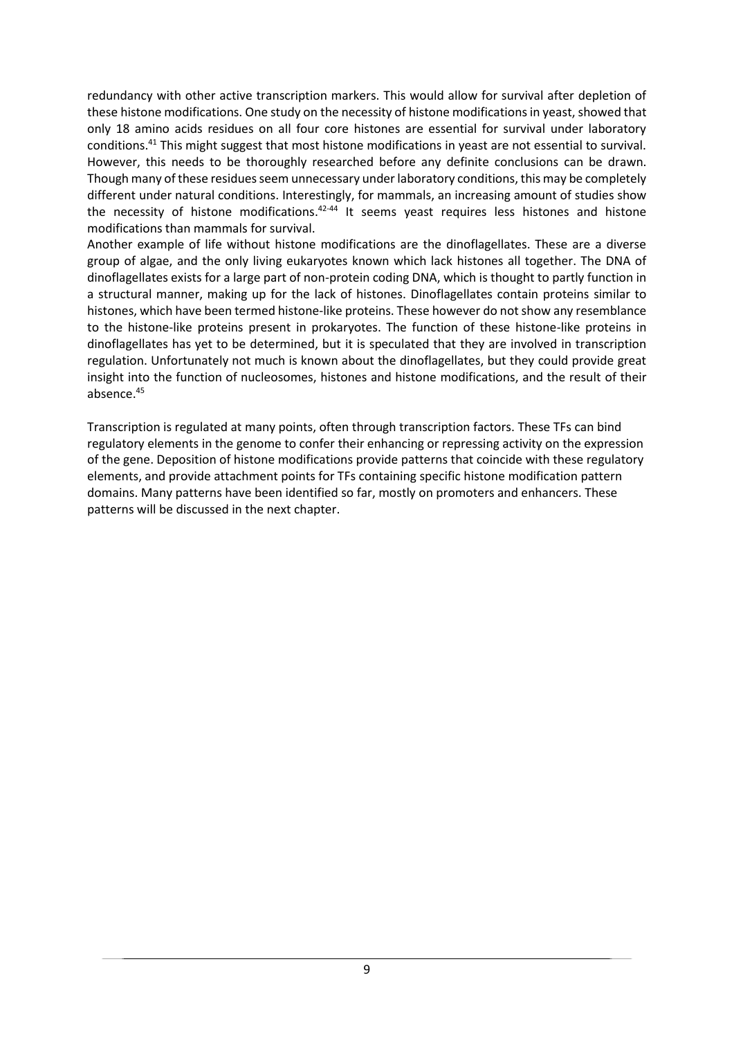redundancy with other active transcription markers. This would allow for survival after depletion of these histone modifications. One study on the necessity of histone modifications in yeast, showed that only 18 amino acids residues on all four core histones are essential for survival under laboratory conditions.[41] This might suggest that most histone modifications in yeast are not essential to survival. However, this needs to be thoroughly researched before any definite conclusions can be drawn. Though many of these residues seem unnecessary under laboratory conditions, this may be completely different under natural conditions. Interestingly, for mammals, an increasing amount of studies show the necessity of histone modifications.[42-44] It seems yeast requires less histones and histone modifications than mammals for survival.

Another example of life without histone modifications are the dinoflagellates. These are a diverse group of algae, and the only living eukaryotes known which lack histones all together. The DNA of dinoflagellates exists for a large part of non-protein coding DNA, which is thought to partly function in a structural manner, making up for the lack of histones. Dinoflagellates contain proteins similar to histones, which have been termed histone-like proteins. These however do not show any resemblance to the histone-like proteins present in prokaryotes. The function of these histone-like proteins in dinoflagellates has yet to be determined, but it is speculated that they are involved in transcription regulation. Unfortunately not much is known about the dinoflagellates, but they could provide great insight into the function of nucleosomes, histones and histone modifications, and the result of their absence.[45]

Transcription is regulated at many points, often through transcription factors. These TFs can bind regulatory elements in the genome to confer their enhancing or repressing activity on the expression of the gene. Deposition of histone modifications provide patterns that coincide with these regulatory elements, and provide attachment points for TFs containing specific histone modification pattern domains. Many patterns have been identified so far, mostly on promoters and enhancers. These patterns will be discussed in the next chapter.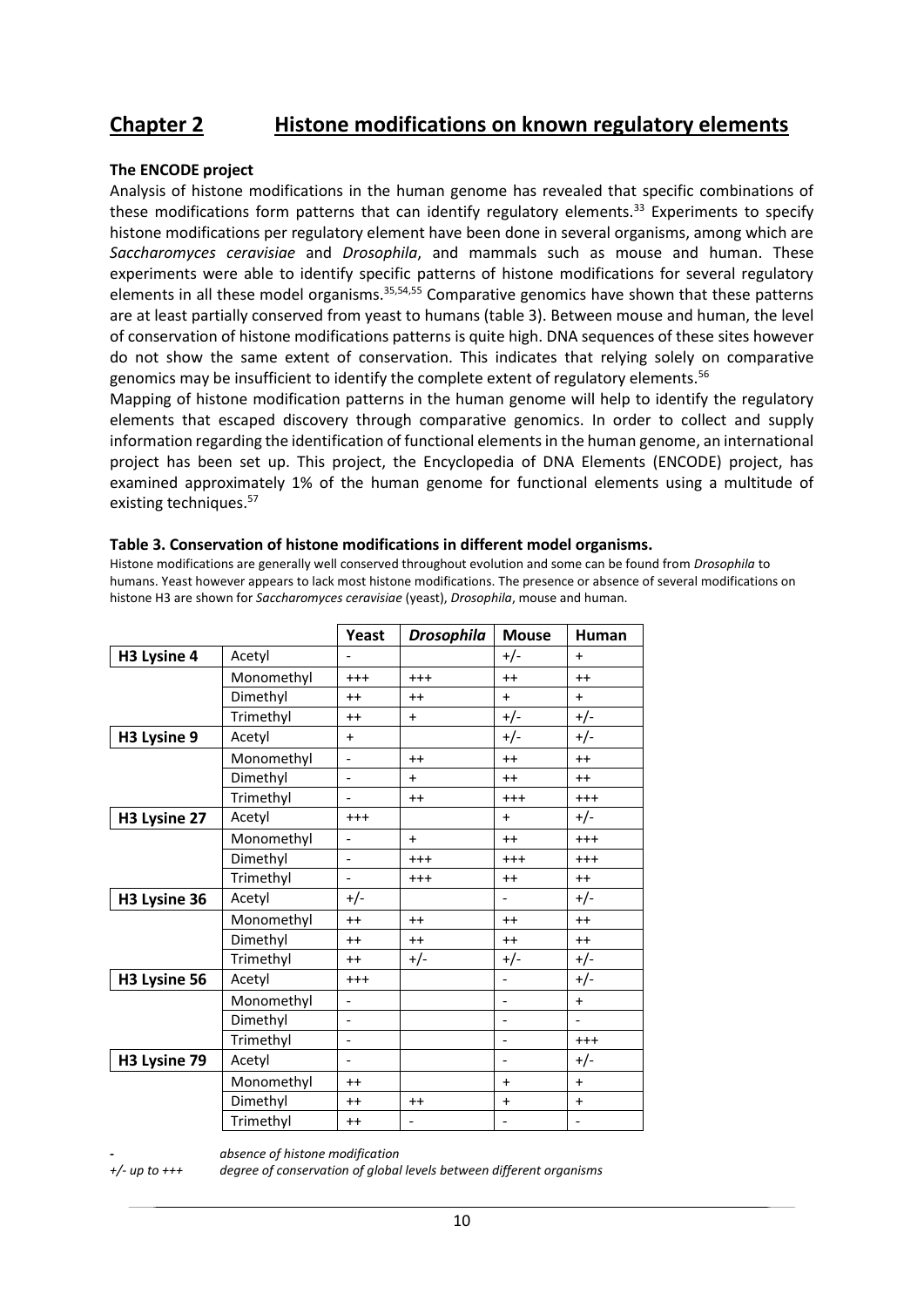# Chapter 2 Histone modifications on known regulatory elements

**The ENCODE project**

Analysis of histone modifications in the human genome has revealed that specific combinations of these modifications form patterns that can identify regulatory elements.[33] Experiments to specify histone modifications per regulatory element have been done in several organisms, among which are *Saccharomyces ceravisiae* and *Drosophila*, and mammals such as mouse and human. These experiments were able to identify specific patterns of histone modifications for several regulatory elements in all these model organisms.[35,54,55] Comparative genomics have shown that these patterns are at least partially conserved from yeast to humans (table 3). Between mouse and human, the level of conservation of histone modifications patterns is quite high. DNA sequences of these sites however do not show the same extent of conservation. This indicates that relying solely on comparative genomics may be insufficient to identify the complete extent of regulatory elements.[56]

Mapping of histone modification patterns in the human genome will help to identify the regulatory elements that escaped discovery through comparative genomics. In order to collect and supply information regarding the identification of functional elements in the human genome, an international project has been set up. This project, the Encyclopedia of DNA Elements (ENCODE) project, has examined approximately 1% of the human genome for functional elements using a multitude of existing techniques.[57]

**Table 3. Conservation of histone modifications in different model organisms.**

Histone modifications are generally well conserved throughout evolution and some can be found from *Drosophila* to humans. Yeast however appears to lack most histone modifications. The presence or absence of several modifications on histone H3 are shown for *Saccharomyces ceravisiae* (yeast), *Drosophila*, mouse and human.

| | | Yeast | *Drosophila* | Mouse | Human |
|---|---|---|---|---|---|
| **H3 Lysine 4** | Acetyl | - | | +/- | + |
| | Monomethyl | +++ | +++ | ++ | ++ |
| | Dimethyl | ++ | ++ | + | + |
| | Trimethyl | ++ | + | +/- | +/- |
| **H3 Lysine 9** | Acetyl | + | | +/- | +/- |
| | Monomethyl | - | ++ | ++ | ++ |
| | Dimethyl | - | + | ++ | ++ |
| | Trimethyl | - | ++ | +++ | +++ |
| **H3 Lysine 27** | Acetyl | +++ | | + | +/- |
| | Monomethyl | - | + | ++ | +++ |
| | Dimethyl | - | +++ | +++ | +++ |
| | Trimethyl | - | +++ | ++ | ++ |
| **H3 Lysine 36** | Acetyl | +/- | | - | +/- |
| | Monomethyl | ++ | ++ | ++ | ++ |
| | Dimethyl | ++ | ++ | ++ | ++ |
| | Trimethyl | ++ | +/- | +/- | +/- |
| **H3 Lysine 56** | Acetyl | +++ | | - | +/- |
| | Monomethyl | - | | - | + |
| | Dimethyl | - | | - | - |
| | Trimethyl | - | | - | +++ |
| **H3 Lysine 79** | Acetyl | - | | - | +/- |
| | Monomethyl | ++ | | + | + |
| | Dimethyl | ++ | ++ | + | + |
| | Trimethyl | ++ | - | - | - |

*-* *absence of histone modification*

*+/- up to +++* *degree of conservation of global levels between different organisms*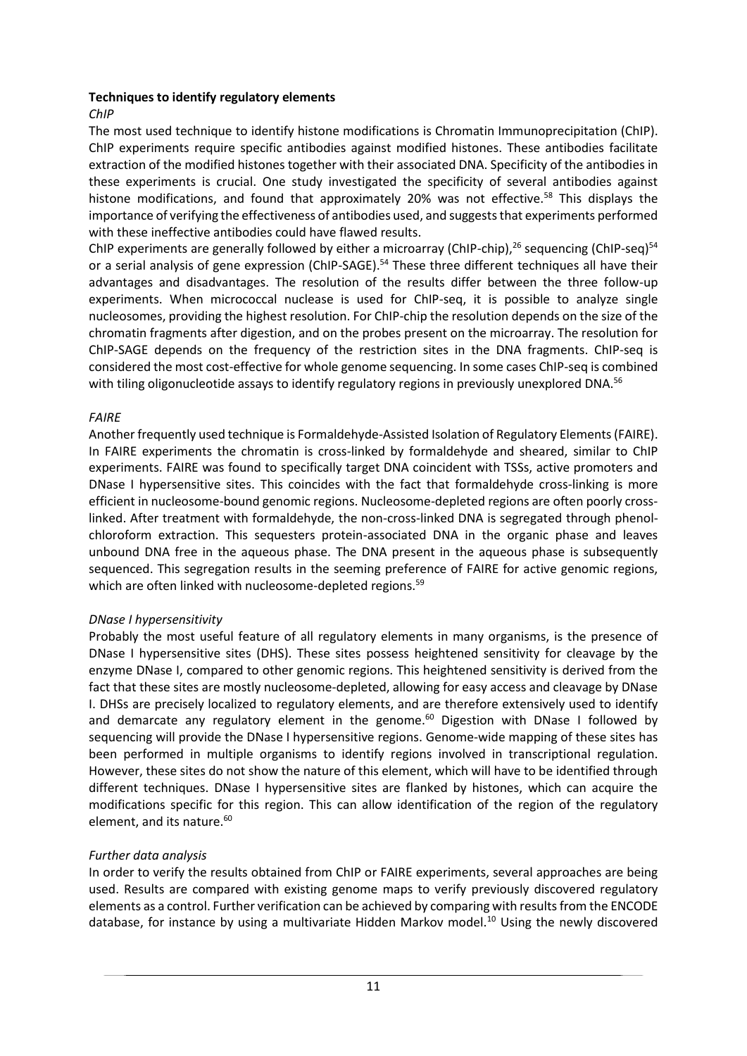**Techniques to identify regulatory elements**

*ChIP*

The most used technique to identify histone modifications is Chromatin Immunoprecipitation (ChIP). ChIP experiments require specific antibodies against modified histones. These antibodies facilitate extraction of the modified histones together with their associated DNA. Specificity of the antibodies in these experiments is crucial. One study investigated the specificity of several antibodies against histone modifications, and found that approximately 20% was not effective.[58] This displays the importance of verifying the effectiveness of antibodies used, and suggests that experiments performed with these ineffective antibodies could have flawed results.

ChIP experiments are generally followed by either a microarray (ChIP-chip),[26] sequencing (ChIP-seq)[54] or a serial analysis of gene expression (ChIP-SAGE).[54] These three different techniques all have their advantages and disadvantages. The resolution of the results differ between the three follow-up experiments. When micrococcal nuclease is used for ChIP-seq, it is possible to analyze single nucleosomes, providing the highest resolution. For ChIP-chip the resolution depends on the size of the chromatin fragments after digestion, and on the probes present on the microarray. The resolution for ChIP-SAGE depends on the frequency of the restriction sites in the DNA fragments. ChIP-seq is considered the most cost-effective for whole genome sequencing. In some cases ChIP-seq is combined with tiling oligonucleotide assays to identify regulatory regions in previously unexplored DNA.[56]

*FAIRE*

Another frequently used technique is Formaldehyde-Assisted Isolation of Regulatory Elements (FAIRE). In FAIRE experiments the chromatin is cross-linked by formaldehyde and sheared, similar to ChIP experiments. FAIRE was found to specifically target DNA coincident with TSSs, active promoters and DNase I hypersensitive sites. This coincides with the fact that formaldehyde cross-linking is more efficient in nucleosome-bound genomic regions. Nucleosome-depleted regions are often poorly cross-linked. After treatment with formaldehyde, the non-cross-linked DNA is segregated through phenol-chloroform extraction. This sequesters protein-associated DNA in the organic phase and leaves unbound DNA free in the aqueous phase. The DNA present in the aqueous phase is subsequently sequenced. This segregation results in the seeming preference of FAIRE for active genomic regions, which are often linked with nucleosome-depleted regions.[59]

*DNase I hypersensitivity*

Probably the most useful feature of all regulatory elements in many organisms, is the presence of DNase I hypersensitive sites (DHS). These sites possess heightened sensitivity for cleavage by the enzyme DNase I, compared to other genomic regions. This heightened sensitivity is derived from the fact that these sites are mostly nucleosome-depleted, allowing for easy access and cleavage by DNase I. DHSs are precisely localized to regulatory elements, and are therefore extensively used to identify and demarcate any regulatory element in the genome.[60] Digestion with DNase I followed by sequencing will provide the DNase I hypersensitive regions. Genome-wide mapping of these sites has been performed in multiple organisms to identify regions involved in transcriptional regulation. However, these sites do not show the nature of this element, which will have to be identified through different techniques. DNase I hypersensitive sites are flanked by histones, which can acquire the modifications specific for this region. This can allow identification of the region of the regulatory element, and its nature.[60]

*Further data analysis*

In order to verify the results obtained from ChIP or FAIRE experiments, several approaches are being used. Results are compared with existing genome maps to verify previously discovered regulatory elements as a control. Further verification can be achieved by comparing with results from the ENCODE database, for instance by using a multivariate Hidden Markov model.[10] Using the newly discovered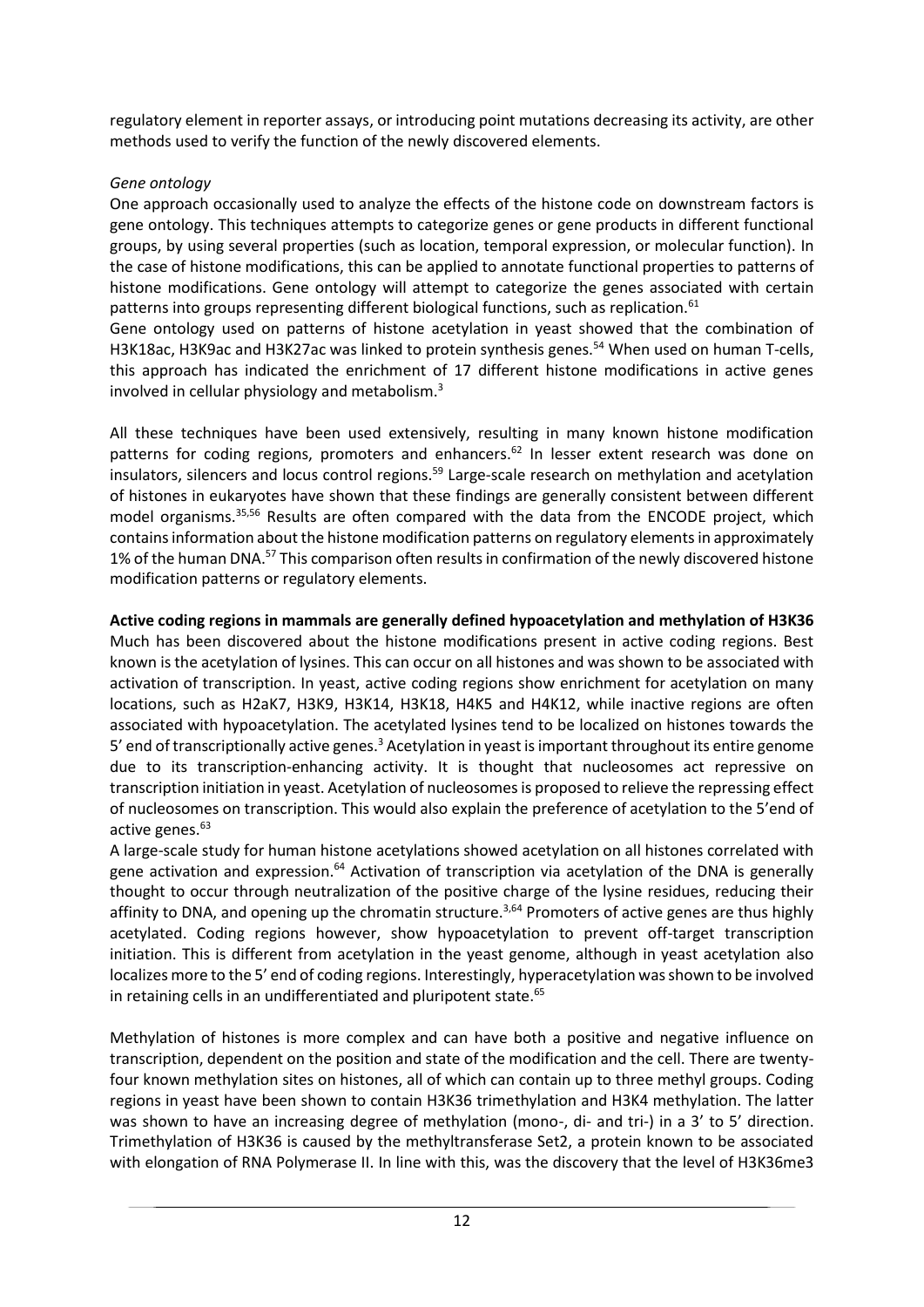regulatory element in reporter assays, or introducing point mutations decreasing its activity, are other methods used to verify the function of the newly discovered elements.

*Gene ontology*

One approach occasionally used to analyze the effects of the histone code on downstream factors is gene ontology. This techniques attempts to categorize genes or gene products in different functional groups, by using several properties (such as location, temporal expression, or molecular function). In the case of histone modifications, this can be applied to annotate functional properties to patterns of histone modifications. Gene ontology will attempt to categorize the genes associated with certain patterns into groups representing different biological functions, such as replication.[61]

Gene ontology used on patterns of histone acetylation in yeast showed that the combination of H3K18ac, H3K9ac and H3K27ac was linked to protein synthesis genes.[54] When used on human T-cells, this approach has indicated the enrichment of 17 different histone modifications in active genes involved in cellular physiology and metabolism.[3]

All these techniques have been used extensively, resulting in many known histone modification patterns for coding regions, promoters and enhancers.[62] In lesser extent research was done on insulators, silencers and locus control regions.[59] Large-scale research on methylation and acetylation of histones in eukaryotes have shown that these findings are generally consistent between different model organisms.[35,56] Results are often compared with the data from the ENCODE project, which contains information about the histone modification patterns on regulatory elements in approximately 1% of the human DNA.[57] This comparison often results in confirmation of the newly discovered histone modification patterns or regulatory elements.

**Active coding regions in mammals are generally defined hypoacetylation and methylation of H3K36**

Much has been discovered about the histone modifications present in active coding regions. Best known is the acetylation of lysines. This can occur on all histones and was shown to be associated with activation of transcription. In yeast, active coding regions show enrichment for acetylation on many locations, such as H2aK7, H3K9, H3K14, H3K18, H4K5 and H4K12, while inactive regions are often associated with hypoacetylation. The acetylated lysines tend to be localized on histones towards the 5' end of transcriptionally active genes.[3] Acetylation in yeast is important throughout its entire genome due to its transcription-enhancing activity. It is thought that nucleosomes act repressive on transcription initiation in yeast. Acetylation of nucleosomes is proposed to relieve the repressing effect of nucleosomes on transcription. This would also explain the preference of acetylation to the 5'end of active genes.[63]

A large-scale study for human histone acetylations showed acetylation on all histones correlated with gene activation and expression.[64] Activation of transcription via acetylation of the DNA is generally thought to occur through neutralization of the positive charge of the lysine residues, reducing their affinity to DNA, and opening up the chromatin structure.[3,64] Promoters of active genes are thus highly acetylated. Coding regions however, show hypoacetylation to prevent off-target transcription initiation. This is different from acetylation in the yeast genome, although in yeast acetylation also localizes more to the 5' end of coding regions. Interestingly, hyperacetylation was shown to be involved in retaining cells in an undifferentiated and pluripotent state.[65]

Methylation of histones is more complex and can have both a positive and negative influence on transcription, dependent on the position and state of the modification and the cell. There are twenty-four known methylation sites on histones, all of which can contain up to three methyl groups. Coding regions in yeast have been shown to contain H3K36 trimethylation and H3K4 methylation. The latter was shown to have an increasing degree of methylation (mono-, di- and tri-) in a 3' to 5' direction. Trimethylation of H3K36 is caused by the methyltransferase Set2, a protein known to be associated with elongation of RNA Polymerase II. In line with this, was the discovery that the level of H3K36me3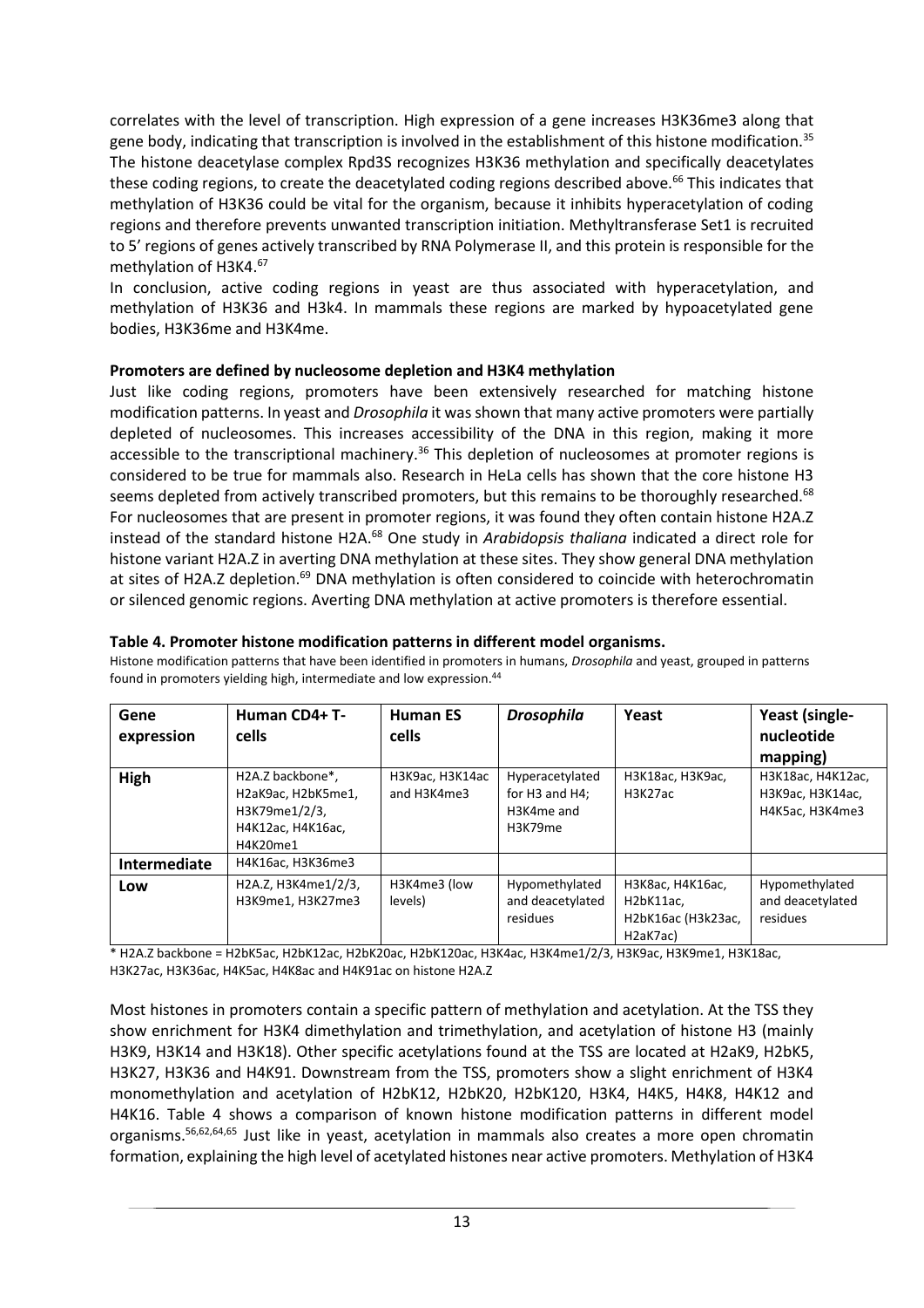correlates with the level of transcription. High expression of a gene increases H3K36me3 along that gene body, indicating that transcription is involved in the establishment of this histone modification.[35] The histone deacetylase complex Rpd3S recognizes H3K36 methylation and specifically deacetylates these coding regions, to create the deacetylated coding regions described above.[66] This indicates that methylation of H3K36 could be vital for the organism, because it inhibits hyperacetylation of coding regions and therefore prevents unwanted transcription initiation. Methyltransferase Set1 is recruited to 5' regions of genes actively transcribed by RNA Polymerase II, and this protein is responsible for the methylation of H3K4.[67]

In conclusion, active coding regions in yeast are thus associated with hyperacetylation, and methylation of H3K36 and H3k4. In mammals these regions are marked by hypoacetylated gene bodies, H3K36me and H3K4me.

**Promoters are defined by nucleosome depletion and H3K4 methylation**

Just like coding regions, promoters have been extensively researched for matching histone modification patterns. In yeast and *Drosophila* it was shown that many active promoters were partially depleted of nucleosomes. This increases accessibility of the DNA in this region, making it more accessible to the transcriptional machinery.[36] This depletion of nucleosomes at promoter regions is considered to be true for mammals also. Research in HeLa cells has shown that the core histone H3 seems depleted from actively transcribed promoters, but this remains to be thoroughly researched.[68] For nucleosomes that are present in promoter regions, it was found they often contain histone H2A.Z instead of the standard histone H2A.[68] One study in *Arabidopsis thaliana* indicated a direct role for histone variant H2A.Z in averting DNA methylation at these sites. They show general DNA methylation at sites of H2A.Z depletion.[69] DNA methylation is often considered to coincide with heterochromatin or silenced genomic regions. Averting DNA methylation at active promoters is therefore essential.

**Table 4. Promoter histone modification patterns in different model organisms.**

Histone modification patterns that have been identified in promoters in humans, *Drosophila* and yeast, grouped in patterns found in promoters yielding high, intermediate and low expression.[44]

| Gene expression | Human CD4+ T-cells | Human ES cells | *Drosophila* | Yeast | Yeast (single-nucleotide mapping) |
|---|---|---|---|---|---|
| **High** | H2A.Z backbone*, H2aK9ac, H2bK5me1, H3K79me1/2/3, H4K12ac, H4K16ac, H4K20me1 | H3K9ac, H3K14ac and H3K4me3 | Hyperacetylated for H3 and H4; H3K4me and H3K79me | H3K18ac, H3K9ac, H3K27ac | H3K18ac, H4K12ac, H3K9ac, H3K14ac, H4K5ac, H3K4me3 |
| **Intermediate** | H4K16ac, H3K36me3 | | | | |
| **Low** | H2A.Z, H3K4me1/2/3, H3K9me1, H3K27me3 | H3K4me3 (low levels) | Hypomethylated and deacetylated residues | H3K8ac, H4K16ac, H2bK11ac, H2bK16ac (H3K23ac, H2aK7ac) | Hypomethylated and deacetylated residues |

\* H2A.Z backbone = H2bK5ac, H2bK12ac, H2bK20ac, H2bK120ac, H3K4ac, H3K4me1/2/3, H3K9ac, H3K9me1, H3K18ac, H3K27ac, H3K36ac, H4K5ac, H4K8ac and H4K91ac on histone H2A.Z

Most histones in promoters contain a specific pattern of methylation and acetylation. At the TSS they show enrichment for H3K4 dimethylation and trimethylation, and acetylation of histone H3 (mainly H3K9, H3K14 and H3K18). Other specific acetylations found at the TSS are located at H2aK9, H2bK5, H3K27, H3K36 and H4K91. Downstream from the TSS, promoters show a slight enrichment of H3K4 monomethylation and acetylation of H2bK12, H2bK20, H2bK120, H3K4, H4K5, H4K8, H4K12 and H4K16. Table 4 shows a comparison of known histone modification patterns in different model organisms.[56,62,64,65] Just like in yeast, acetylation in mammals also creates a more open chromatin formation, explaining the high level of acetylated histones near active promoters. Methylation of H3K4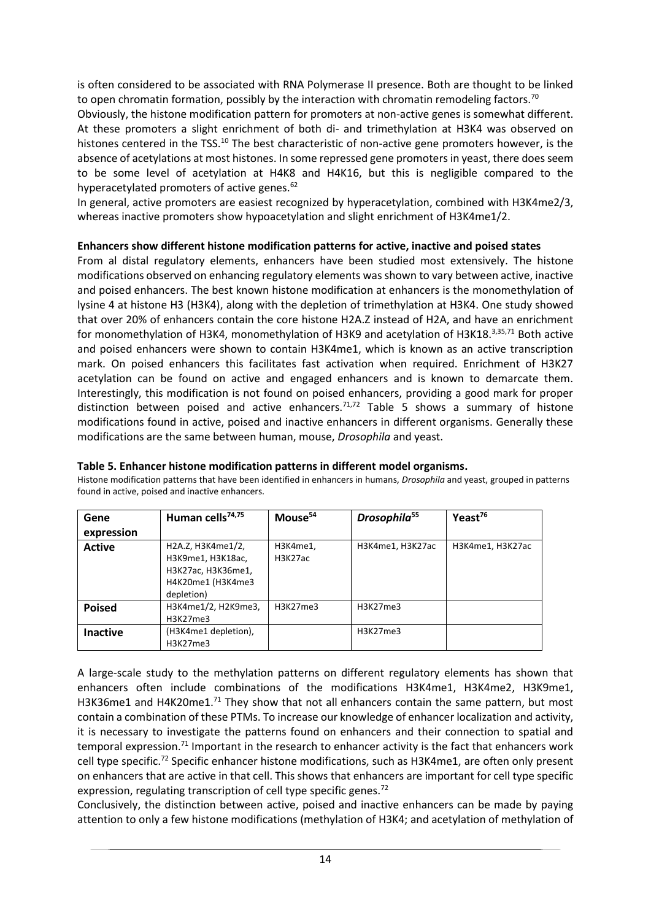is often considered to be associated with RNA Polymerase II presence. Both are thought to be linked to open chromatin formation, possibly by the interaction with chromatin remodeling factors.[70]

Obviously, the histone modification pattern for promoters at non-active genes is somewhat different. At these promoters a slight enrichment of both di- and trimethylation at H3K4 was observed on histones centered in the TSS.[10] The best characteristic of non-active gene promoters however, is the absence of acetylations at most histones. In some repressed gene promoters in yeast, there does seem to be some level of acetylation at H4K8 and H4K16, but this is negligible compared to the hyperacetylated promoters of active genes.[62]

In general, active promoters are easiest recognized by hyperacetylation, combined with H3K4me2/3, whereas inactive promoters show hypoacetylation and slight enrichment of H3K4me1/2.

**Enhancers show different histone modification patterns for active, inactive and poised states**

From al distal regulatory elements, enhancers have been studied most extensively. The histone modifications observed on enhancing regulatory elements was shown to vary between active, inactive and poised enhancers. The best known histone modification at enhancers is the monomethylation of lysine 4 at histone H3 (H3K4), along with the depletion of trimethylation at H3K4. One study showed that over 20% of enhancers contain the core histone H2A.Z instead of H2A, and have an enrichment for monomethylation of H3K4, monomethylation of H3K9 and acetylation of H3K18.[3,35,71] Both active and poised enhancers were shown to contain H3K4me1, which is known as an active transcription mark. On poised enhancers this facilitates fast activation when required. Enrichment of H3K27 acetylation can be found on active and engaged enhancers and is known to demarcate them. Interestingly, this modification is not found on poised enhancers, providing a good mark for proper distinction between poised and active enhancers.[71,72] Table 5 shows a summary of histone modifications found in active, poised and inactive enhancers in different organisms. Generally these modifications are the same between human, mouse, *Drosophila* and yeast.

**Table 5. Enhancer histone modification patterns in different model organisms.**

Histone modification patterns that have been identified in enhancers in humans, *Drosophila* and yeast, grouped in patterns found in active, poised and inactive enhancers.

| Gene expression | Human cells[74,75] | Mouse[54] | *Drosophila*[55] | Yeast[76] |
|---|---|---|---|---|
| **Active** | H2A.Z, H3K4me1/2, H3K9me1, H3K18ac, H3K27ac, H3K36me1, H4K20me1 (H3K4me3 depletion) | H3K4me1, H3K27ac | H3K4me1, H3K27ac | H3K4me1, H3K27ac |
| **Poised** | H3K4me1/2, H2K9me3, H3K27me3 | H3K27me3 | H3K27me3 | |
| **Inactive** | (H3K4me1 depletion), H3K27me3 | | H3K27me3 | |

A large-scale study to the methylation patterns on different regulatory elements has shown that enhancers often include combinations of the modifications H3K4me1, H3K4me2, H3K9me1, H3K36me1 and H4K20me1.[71] They show that not all enhancers contain the same pattern, but most contain a combination of these PTMs. To increase our knowledge of enhancer localization and activity, it is necessary to investigate the patterns found on enhancers and their connection to spatial and temporal expression.[71] Important in the research to enhancer activity is the fact that enhancers work cell type specific.[72] Specific enhancer histone modifications, such as H3K4me1, are often only present on enhancers that are active in that cell. This shows that enhancers are important for cell type specific expression, regulating transcription of cell type specific genes.[72]

Conclusively, the distinction between active, poised and inactive enhancers can be made by paying attention to only a few histone modifications (methylation of H3K4; and acetylation of methylation of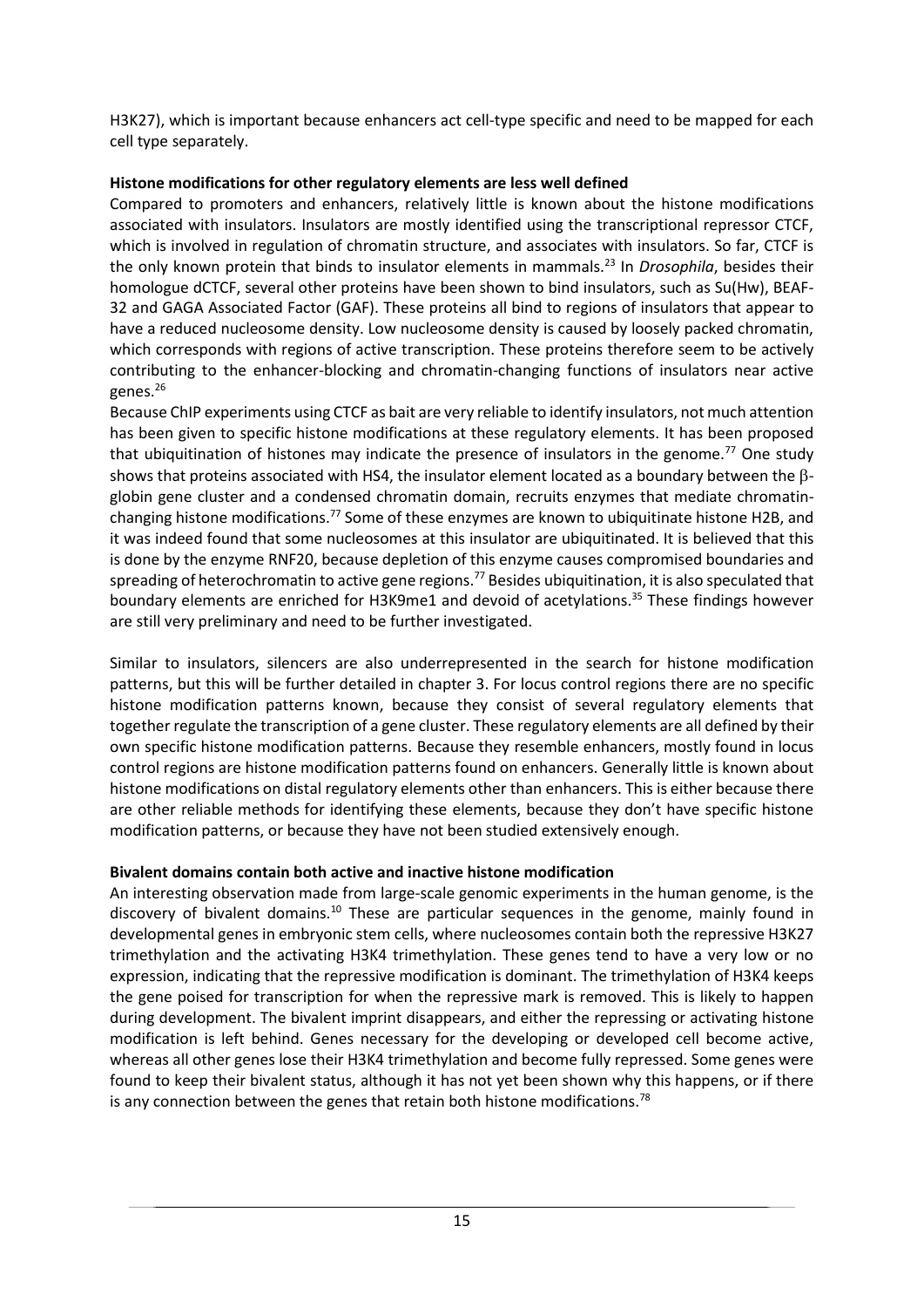H3K27), which is important because enhancers act cell-type specific and need to be mapped for each cell type separately.

**Histone modifications for other regulatory elements are less well defined**

Compared to promoters and enhancers, relatively little is known about the histone modifications associated with insulators. Insulators are mostly identified using the transcriptional repressor CTCF, which is involved in regulation of chromatin structure, and associates with insulators. So far, CTCF is the only known protein that binds to insulator elements in mammals.[23] In *Drosophila*, besides their homologue dCTCF, several other proteins have been shown to bind insulators, such as Su(Hw), BEAF-32 and GAGA Associated Factor (GAF). These proteins all bind to regions of insulators that appear to have a reduced nucleosome density. Low nucleosome density is caused by loosely packed chromatin, which corresponds with regions of active transcription. These proteins therefore seem to be actively contributing to the enhancer-blocking and chromatin-changing functions of insulators near active genes.[26]

Because ChIP experiments using CTCF as bait are very reliable to identify insulators, not much attention has been given to specific histone modifications at these regulatory elements. It has been proposed that ubiquitination of histones may indicate the presence of insulators in the genome.[77] One study shows that proteins associated with HS4, the insulator element located as a boundary between the β-globin gene cluster and a condensed chromatin domain, recruits enzymes that mediate chromatin-changing histone modifications.[77] Some of these enzymes are known to ubiquitinate histone H2B, and it was indeed found that some nucleosomes at this insulator are ubiquitinated. It is believed that this is done by the enzyme RNF20, because depletion of this enzyme causes compromised boundaries and spreading of heterochromatin to active gene regions.[77] Besides ubiquitination, it is also speculated that boundary elements are enriched for H3K9me1 and devoid of acetylations.[35] These findings however are still very preliminary and need to be further investigated.

Similar to insulators, silencers are also underrepresented in the search for histone modification patterns, but this will be further detailed in chapter 3. For locus control regions there are no specific histone modification patterns known, because they consist of several regulatory elements that together regulate the transcription of a gene cluster. These regulatory elements are all defined by their own specific histone modification patterns. Because they resemble enhancers, mostly found in locus control regions are histone modification patterns found on enhancers. Generally little is known about histone modifications on distal regulatory elements other than enhancers. This is either because there are other reliable methods for identifying these elements, because they don't have specific histone modification patterns, or because they have not been studied extensively enough.

**Bivalent domains contain both active and inactive histone modification**

An interesting observation made from large-scale genomic experiments in the human genome, is the discovery of bivalent domains.[10] These are particular sequences in the genome, mainly found in developmental genes in embryonic stem cells, where nucleosomes contain both the repressive H3K27 trimethylation and the activating H3K4 trimethylation. These genes tend to have a very low or no expression, indicating that the repressive modification is dominant. The trimethylation of H3K4 keeps the gene poised for transcription for when the repressive mark is removed. This is likely to happen during development. The bivalent imprint disappears, and either the repressing or activating histone modification is left behind. Genes necessary for the developing or developed cell become active, whereas all other genes lose their H3K4 trimethylation and become fully repressed. Some genes were found to keep their bivalent status, although it has not yet been shown why this happens, or if there is any connection between the genes that retain both histone modifications.[78]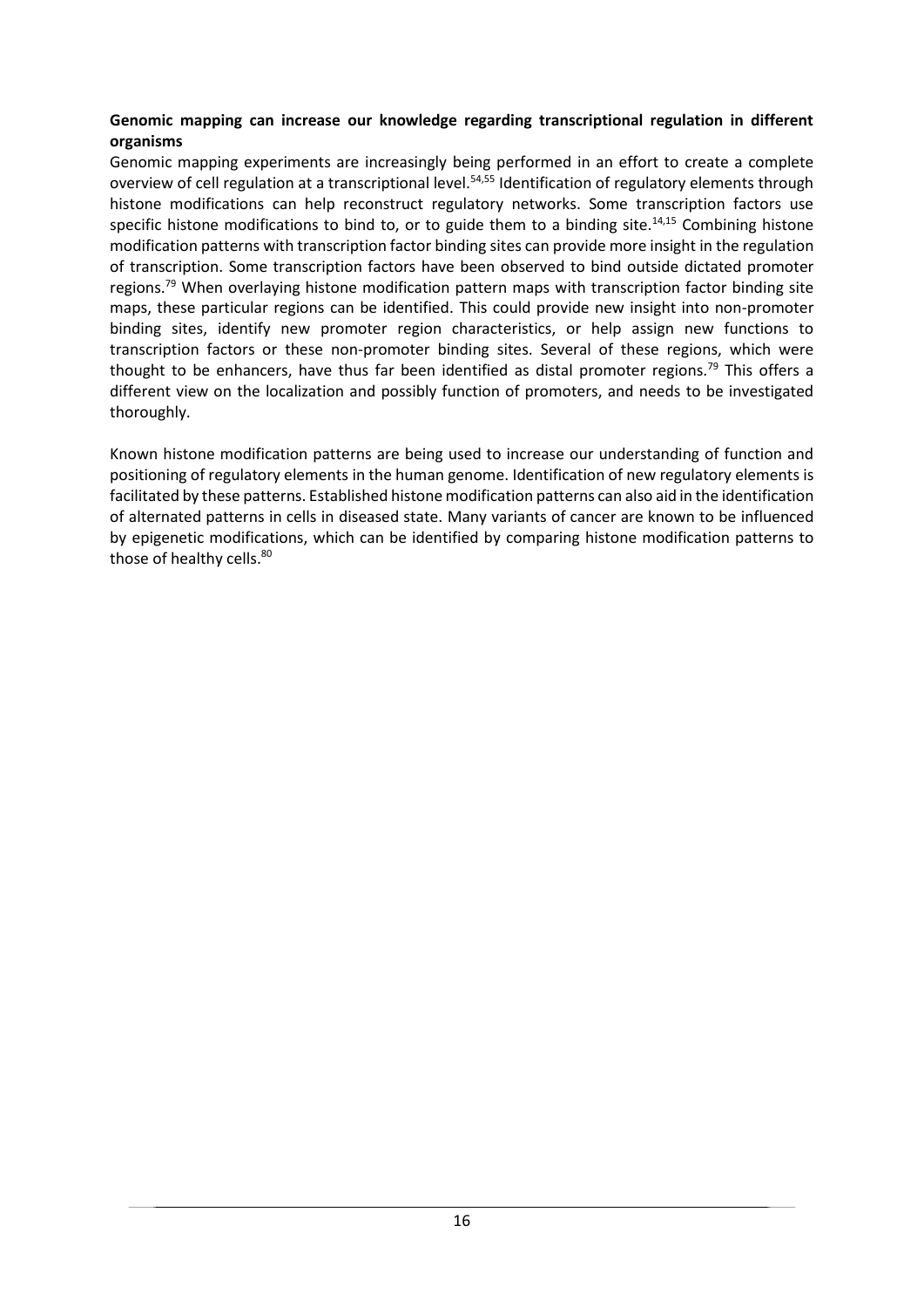**Genomic mapping can increase our knowledge regarding transcriptional regulation in different organisms**

Genomic mapping experiments are increasingly being performed in an effort to create a complete overview of cell regulation at a transcriptional level.[54,55] Identification of regulatory elements through histone modifications can help reconstruct regulatory networks. Some transcription factors use specific histone modifications to bind to, or to guide them to a binding site.[14,15] Combining histone modification patterns with transcription factor binding sites can provide more insight in the regulation of transcription. Some transcription factors have been observed to bind outside dictated promoter regions.[79] When overlaying histone modification pattern maps with transcription factor binding site maps, these particular regions can be identified. This could provide new insight into non-promoter binding sites, identify new promoter region characteristics, or help assign new functions to transcription factors or these non-promoter binding sites. Several of these regions, which were thought to be enhancers, have thus far been identified as distal promoter regions.[79] This offers a different view on the localization and possibly function of promoters, and needs to be investigated thoroughly.

Known histone modification patterns are being used to increase our understanding of function and positioning of regulatory elements in the human genome. Identification of new regulatory elements is facilitated by these patterns. Established histone modification patterns can also aid in the identification of alternated patterns in cells in diseased state. Many variants of cancer are known to be influenced by epigenetic modifications, which can be identified by comparing histone modification patterns to those of healthy cells.[80]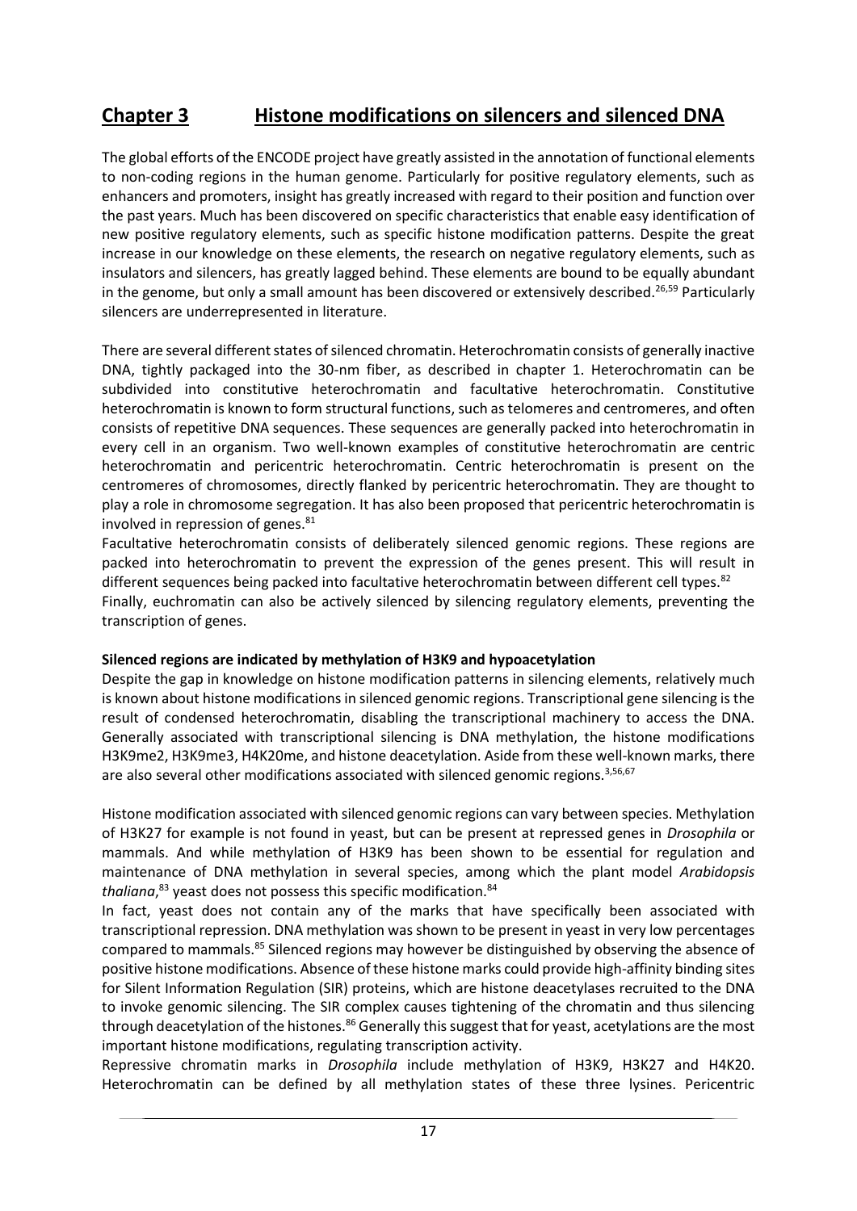## Chapter 3 Histone modifications on silencers and silenced DNA

The global efforts of the ENCODE project have greatly assisted in the annotation of functional elements to non-coding regions in the human genome. Particularly for positive regulatory elements, such as enhancers and promoters, insight has greatly increased with regard to their position and function over the past years. Much has been discovered on specific characteristics that enable easy identification of new positive regulatory elements, such as specific histone modification patterns. Despite the great increase in our knowledge on these elements, the research on negative regulatory elements, such as insulators and silencers, has greatly lagged behind. These elements are bound to be equally abundant in the genome, but only a small amount has been discovered or extensively described.[26,59] Particularly silencers are underrepresented in literature.

There are several different states of silenced chromatin. Heterochromatin consists of generally inactive DNA, tightly packaged into the 30-nm fiber, as described in chapter 1. Heterochromatin can be subdivided into constitutive heterochromatin and facultative heterochromatin. Constitutive heterochromatin is known to form structural functions, such as telomeres and centromeres, and often consists of repetitive DNA sequences. These sequences are generally packed into heterochromatin in every cell in an organism. Two well-known examples of constitutive heterochromatin are centric heterochromatin and pericentric heterochromatin. Centric heterochromatin is present on the centromeres of chromosomes, directly flanked by pericentric heterochromatin. They are thought to play a role in chromosome segregation. It has also been proposed that pericentric heterochromatin is involved in repression of genes.[81]

Facultative heterochromatin consists of deliberately silenced genomic regions. These regions are packed into heterochromatin to prevent the expression of the genes present. This will result in different sequences being packed into facultative heterochromatin between different cell types.[82]

Finally, euchromatin can also be actively silenced by silencing regulatory elements, preventing the transcription of genes.

**Silenced regions are indicated by methylation of H3K9 and hypoacetylation**

Despite the gap in knowledge on histone modification patterns in silencing elements, relatively much is known about histone modifications in silenced genomic regions. Transcriptional gene silencing is the result of condensed heterochromatin, disabling the transcriptional machinery to access the DNA. Generally associated with transcriptional silencing is DNA methylation, the histone modifications H3K9me2, H3K9me3, H4K20me, and histone deacetylation. Aside from these well-known marks, there are also several other modifications associated with silenced genomic regions.[3,56,67]

Histone modification associated with silenced genomic regions can vary between species. Methylation of H3K27 for example is not found in yeast, but can be present at repressed genes in *Drosophila* or mammals. And while methylation of H3K9 has been shown to be essential for regulation and maintenance of DNA methylation in several species, among which the plant model *Arabidopsis thaliana*,[83] yeast does not possess this specific modification.[84]

In fact, yeast does not contain any of the marks that have specifically been associated with transcriptional repression. DNA methylation was shown to be present in yeast in very low percentages compared to mammals.[85] Silenced regions may however be distinguished by observing the absence of positive histone modifications. Absence of these histone marks could provide high-affinity binding sites for Silent Information Regulation (SIR) proteins, which are histone deacetylases recruited to the DNA to invoke genomic silencing. The SIR complex causes tightening of the chromatin and thus silencing through deacetylation of the histones.[86] Generally this suggest that for yeast, acetylations are the most important histone modifications, regulating transcription activity.

Repressive chromatin marks in *Drosophila* include methylation of H3K9, H3K27 and H4K20. Heterochromatin can be defined by all methylation states of these three lysines. Pericentric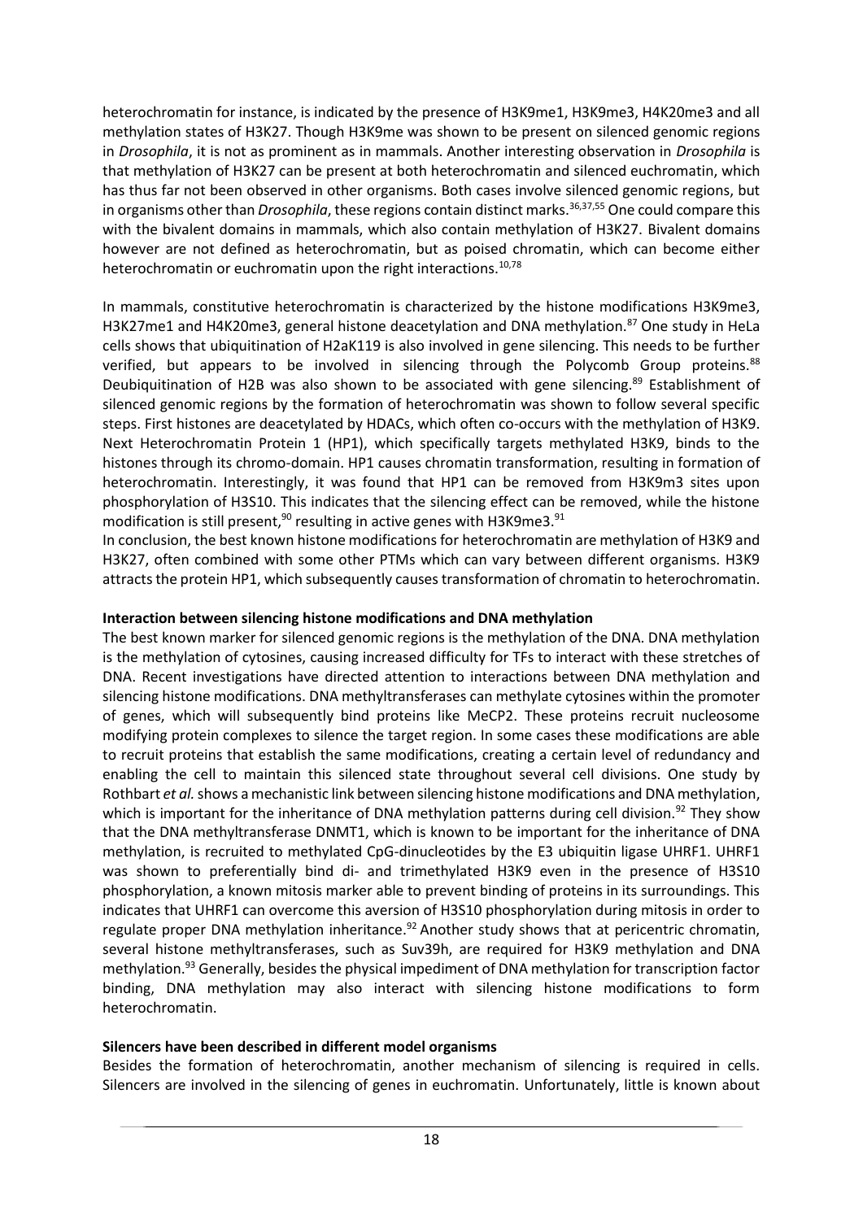heterochromatin for instance, is indicated by the presence of H3K9me1, H3K9me3, H4K20me3 and all methylation states of H3K27. Though H3K9me was shown to be present on silenced genomic regions in *Drosophila*, it is not as prominent as in mammals. Another interesting observation in *Drosophila* is that methylation of H3K27 can be present at both heterochromatin and silenced euchromatin, which has thus far not been observed in other organisms. Both cases involve silenced genomic regions, but in organisms other than *Drosophila*, these regions contain distinct marks.[36,37,55] One could compare this with the bivalent domains in mammals, which also contain methylation of H3K27. Bivalent domains however are not defined as heterochromatin, but as poised chromatin, which can become either heterochromatin or euchromatin upon the right interactions.[10,78]

In mammals, constitutive heterochromatin is characterized by the histone modifications H3K9me3, H3K27me1 and H4K20me3, general histone deacetylation and DNA methylation.[87] One study in HeLa cells shows that ubiquitination of H2aK119 is also involved in gene silencing. This needs to be further verified, but appears to be involved in silencing through the Polycomb Group proteins.[88] Deubiquitination of H2B was also shown to be associated with gene silencing.[89] Establishment of silenced genomic regions by the formation of heterochromatin was shown to follow several specific steps. First histones are deacetylated by HDACs, which often co-occurs with the methylation of H3K9. Next Heterochromatin Protein 1 (HP1), which specifically targets methylated H3K9, binds to the histones through its chromo-domain. HP1 causes chromatin transformation, resulting in formation of heterochromatin. Interestingly, it was found that HP1 can be removed from H3K9m3 sites upon phosphorylation of H3S10. This indicates that the silencing effect can be removed, while the histone modification is still present,[90] resulting in active genes with H3K9me3.[91]

In conclusion, the best known histone modifications for heterochromatin are methylation of H3K9 and H3K27, often combined with some other PTMs which can vary between different organisms. H3K9 attracts the protein HP1, which subsequently causes transformation of chromatin to heterochromatin.

**Interaction between silencing histone modifications and DNA methylation**

The best known marker for silenced genomic regions is the methylation of the DNA. DNA methylation is the methylation of cytosines, causing increased difficulty for TFs to interact with these stretches of DNA. Recent investigations have directed attention to interactions between DNA methylation and silencing histone modifications. DNA methyltransferases can methylate cytosines within the promoter of genes, which will subsequently bind proteins like MeCP2. These proteins recruit nucleosome modifying protein complexes to silence the target region. In some cases these modifications are able to recruit proteins that establish the same modifications, creating a certain level of redundancy and enabling the cell to maintain this silenced state throughout several cell divisions. One study by Rothbart *et al.* shows a mechanistic link between silencing histone modifications and DNA methylation, which is important for the inheritance of DNA methylation patterns during cell division.[92] They show that the DNA methyltransferase DNMT1, which is known to be important for the inheritance of DNA methylation, is recruited to methylated CpG-dinucleotides by the E3 ubiquitin ligase UHRF1. UHRF1 was shown to preferentially bind di- and trimethylated H3K9 even in the presence of H3S10 phosphorylation, a known mitosis marker able to prevent binding of proteins in its surroundings. This indicates that UHRF1 can overcome this aversion of H3S10 phosphorylation during mitosis in order to regulate proper DNA methylation inheritance.[92] Another study shows that at pericentric chromatin, several histone methyltransferases, such as Suv39h, are required for H3K9 methylation and DNA methylation.[93] Generally, besides the physical impediment of DNA methylation for transcription factor binding, DNA methylation may also interact with silencing histone modifications to form heterochromatin.

**Silencers have been described in different model organisms**

Besides the formation of heterochromatin, another mechanism of silencing is required in cells. Silencers are involved in the silencing of genes in euchromatin. Unfortunately, little is known about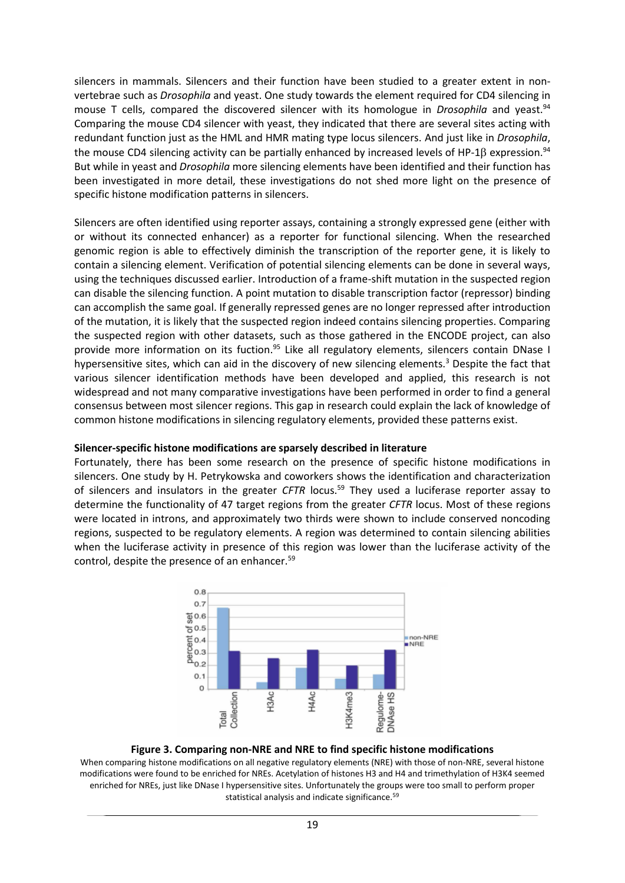silencers in mammals. Silencers and their function have been studied to a greater extent in non-vertebrae such as *Drosophila* and yeast. One study towards the element required for CD4 silencing in mouse T cells, compared the discovered silencer with its homologue in *Drosophila* and yeast.[94] Comparing the mouse CD4 silencer with yeast, they indicated that there are several sites acting with redundant function just as the HML and HMR mating type locus silencers. And just like in *Drosophila*, the mouse CD4 silencing activity can be partially enhanced by increased levels of HP-1β expression.[94] But while in yeast and *Drosophila* more silencing elements have been identified and their function has been investigated in more detail, these investigations do not shed more light on the presence of specific histone modification patterns in silencers.

Silencers are often identified using reporter assays, containing a strongly expressed gene (either with or without its connected enhancer) as a reporter for functional silencing. When the researched genomic region is able to effectively diminish the transcription of the reporter gene, it is likely to contain a silencing element. Verification of potential silencing elements can be done in several ways, using the techniques discussed earlier. Introduction of a frame-shift mutation in the suspected region can disable the silencing function. A point mutation to disable transcription factor (repressor) binding can accomplish the same goal. If generally repressed genes are no longer repressed after introduction of the mutation, it is likely that the suspected region indeed contains silencing properties. Comparing the suspected region with other datasets, such as those gathered in the ENCODE project, can also provide more information on its fuction.[95] Like all regulatory elements, silencers contain DNase I hypersensitive sites, which can aid in the discovery of new silencing elements.[3] Despite the fact that various silencer identification methods have been developed and applied, this research is not widespread and not many comparative investigations have been performed in order to find a general consensus between most silencer regions. This gap in research could explain the lack of knowledge of common histone modifications in silencing regulatory elements, provided these patterns exist.

**Silencer-specific histone modifications are sparsely described in literature**

Fortunately, there has been some research on the presence of specific histone modifications in silencers. One study by H. Petrykowska and coworkers shows the identification and characterization of silencers and insulators in the greater *CFTR* locus.[59] They used a luciferase reporter assay to determine the functionality of 47 target regions from the greater *CFTR* locus. Most of these regions were located in introns, and approximately two thirds were shown to include conserved noncoding regions, suspected to be regulatory elements. A region was determined to contain silencing abilities when the luciferase activity in presence of this region was lower than the luciferase activity of the control, despite the presence of an enhancer.[59]

**Figure 3. Comparing non-NRE and NRE to find specific histone modifications**

When comparing histone modifications on all negative regulatory elements (NRE) with those of non-NRE, several histone modifications were found to be enriched for NREs. Acetylation of histones H3 and H4 and trimethylation of H3K4 seemed enriched for NREs, just like DNase I hypersensitive sites. Unfortunately the groups were too small to perform proper statistical analysis and indicate significance.[59]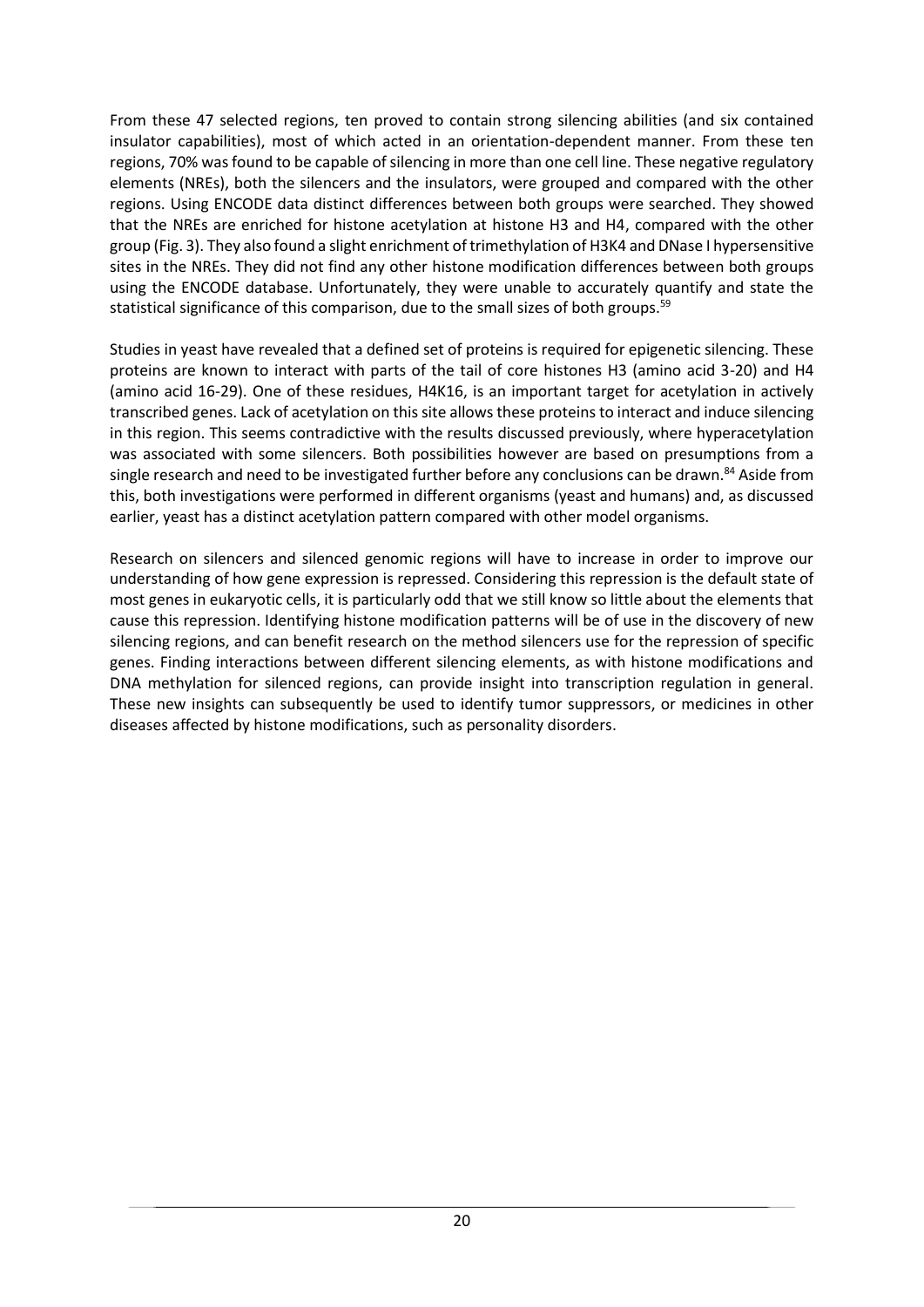From these 47 selected regions, ten proved to contain strong silencing abilities (and six contained insulator capabilities), most of which acted in an orientation-dependent manner. From these ten regions, 70% was found to be capable of silencing in more than one cell line. These negative regulatory elements (NREs), both the silencers and the insulators, were grouped and compared with the other regions. Using ENCODE data distinct differences between both groups were searched. They showed that the NREs are enriched for histone acetylation at histone H3 and H4, compared with the other group (Fig. 3). They also found a slight enrichment of trimethylation of H3K4 and DNase I hypersensitive sites in the NREs. They did not find any other histone modification differences between both groups using the ENCODE database. Unfortunately, they were unable to accurately quantify and state the statistical significance of this comparison, due to the small sizes of both groups.[59]

Studies in yeast have revealed that a defined set of proteins is required for epigenetic silencing. These proteins are known to interact with parts of the tail of core histones H3 (amino acid 3-20) and H4 (amino acid 16-29). One of these residues, H4K16, is an important target for acetylation in actively transcribed genes. Lack of acetylation on this site allows these proteins to interact and induce silencing in this region. This seems contradictive with the results discussed previously, where hyperacetylation was associated with some silencers. Both possibilities however are based on presumptions from a single research and need to be investigated further before any conclusions can be drawn.[84] Aside from this, both investigations were performed in different organisms (yeast and humans) and, as discussed earlier, yeast has a distinct acetylation pattern compared with other model organisms.

Research on silencers and silenced genomic regions will have to increase in order to improve our understanding of how gene expression is repressed. Considering this repression is the default state of most genes in eukaryotic cells, it is particularly odd that we still know so little about the elements that cause this repression. Identifying histone modification patterns will be of use in the discovery of new silencing regions, and can benefit research on the method silencers use for the repression of specific genes. Finding interactions between different silencing elements, as with histone modifications and DNA methylation for silenced regions, can provide insight into transcription regulation in general. These new insights can subsequently be used to identify tumor suppressors, or medicines in other diseases affected by histone modifications, such as personality disorders.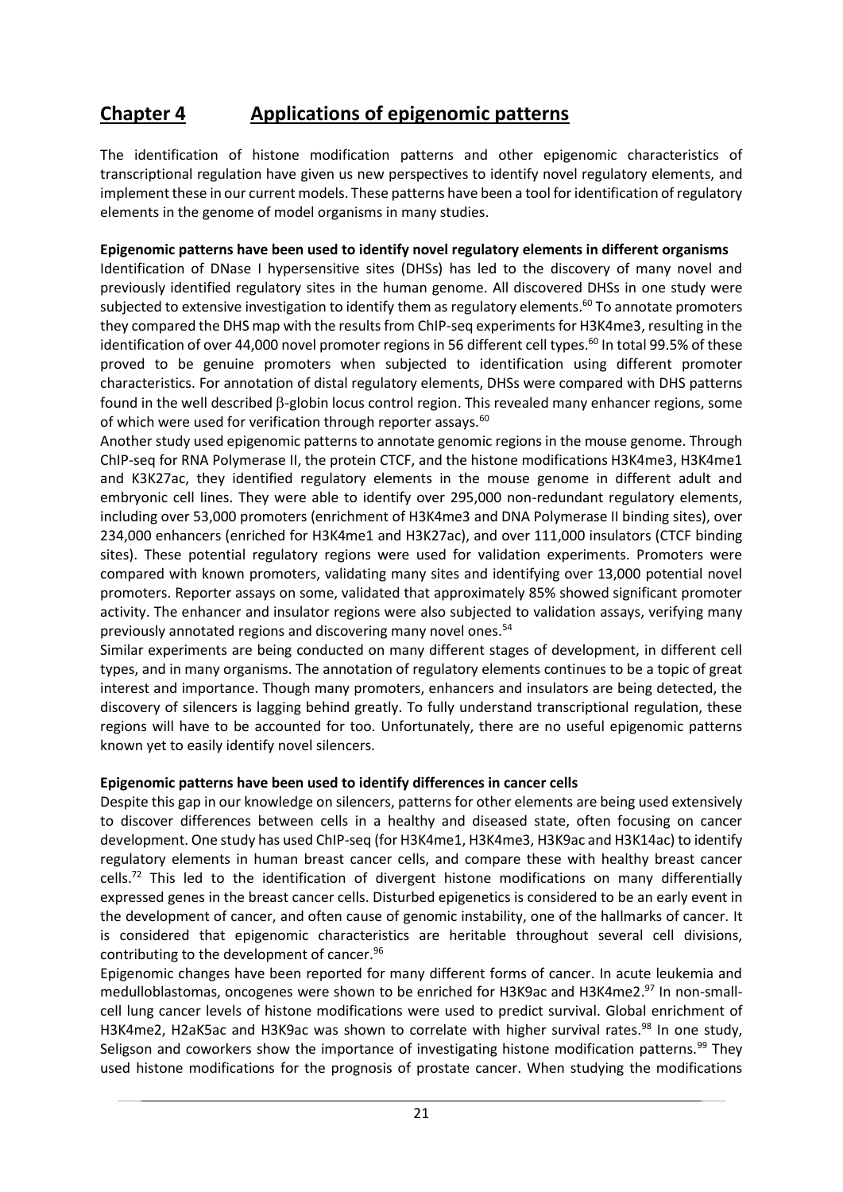# Chapter 4 Applications of epigenomic patterns

The identification of histone modification patterns and other epigenomic characteristics of transcriptional regulation have given us new perspectives to identify novel regulatory elements, and implement these in our current models. These patterns have been a tool for identification of regulatory elements in the genome of model organisms in many studies.

**Epigenomic patterns have been used to identify novel regulatory elements in different organisms**

Identification of DNase I hypersensitive sites (DHSs) has led to the discovery of many novel and previously identified regulatory sites in the human genome. All discovered DHSs in one study were subjected to extensive investigation to identify them as regulatory elements.[60] To annotate promoters they compared the DHS map with the results from ChIP-seq experiments for H3K4me3, resulting in the identification of over 44,000 novel promoter regions in 56 different cell types.[60] In total 99.5% of these proved to be genuine promoters when subjected to identification using different promoter characteristics. For annotation of distal regulatory elements, DHSs were compared with DHS patterns found in the well described β-globin locus control region. This revealed many enhancer regions, some of which were used for verification through reporter assays.[60]

Another study used epigenomic patterns to annotate genomic regions in the mouse genome. Through ChIP-seq for RNA Polymerase II, the protein CTCF, and the histone modifications H3K4me3, H3K4me1 and K3K27ac, they identified regulatory elements in the mouse genome in different adult and embryonic cell lines. They were able to identify over 295,000 non-redundant regulatory elements, including over 53,000 promoters (enrichment of H3K4me3 and DNA Polymerase II binding sites), over 234,000 enhancers (enriched for H3K4me1 and H3K27ac), and over 111,000 insulators (CTCF binding sites). These potential regulatory regions were used for validation experiments. Promoters were compared with known promoters, validating many sites and identifying over 13,000 potential novel promoters. Reporter assays on some, validated that approximately 85% showed significant promoter activity. The enhancer and insulator regions were also subjected to validation assays, verifying many previously annotated regions and discovering many novel ones.[54]

Similar experiments are being conducted on many different stages of development, in different cell types, and in many organisms. The annotation of regulatory elements continues to be a topic of great interest and importance. Though many promoters, enhancers and insulators are being detected, the discovery of silencers is lagging behind greatly. To fully understand transcriptional regulation, these regions will have to be accounted for too. Unfortunately, there are no useful epigenomic patterns known yet to easily identify novel silencers.

**Epigenomic patterns have been used to identify differences in cancer cells**

Despite this gap in our knowledge on silencers, patterns for other elements are being used extensively to discover differences between cells in a healthy and diseased state, often focusing on cancer development. One study has used ChIP-seq (for H3K4me1, H3K4me3, H3K9ac and H3K14ac) to identify regulatory elements in human breast cancer cells, and compare these with healthy breast cancer cells.[72] This led to the identification of divergent histone modifications on many differentially expressed genes in the breast cancer cells. Disturbed epigenetics is considered to be an early event in the development of cancer, and often cause of genomic instability, one of the hallmarks of cancer. It is considered that epigenomic characteristics are heritable throughout several cell divisions, contributing to the development of cancer.[96]

Epigenomic changes have been reported for many different forms of cancer. In acute leukemia and medulloblastomas, oncogenes were shown to be enriched for H3K9ac and H3K4me2.[97] In non-small-cell lung cancer levels of histone modifications were used to predict survival. Global enrichment of H3K4me2, H2aK5ac and H3K9ac was shown to correlate with higher survival rates.[98] In one study, Seligson and coworkers show the importance of investigating histone modification patterns.[99] They used histone modifications for the prognosis of prostate cancer. When studying the modifications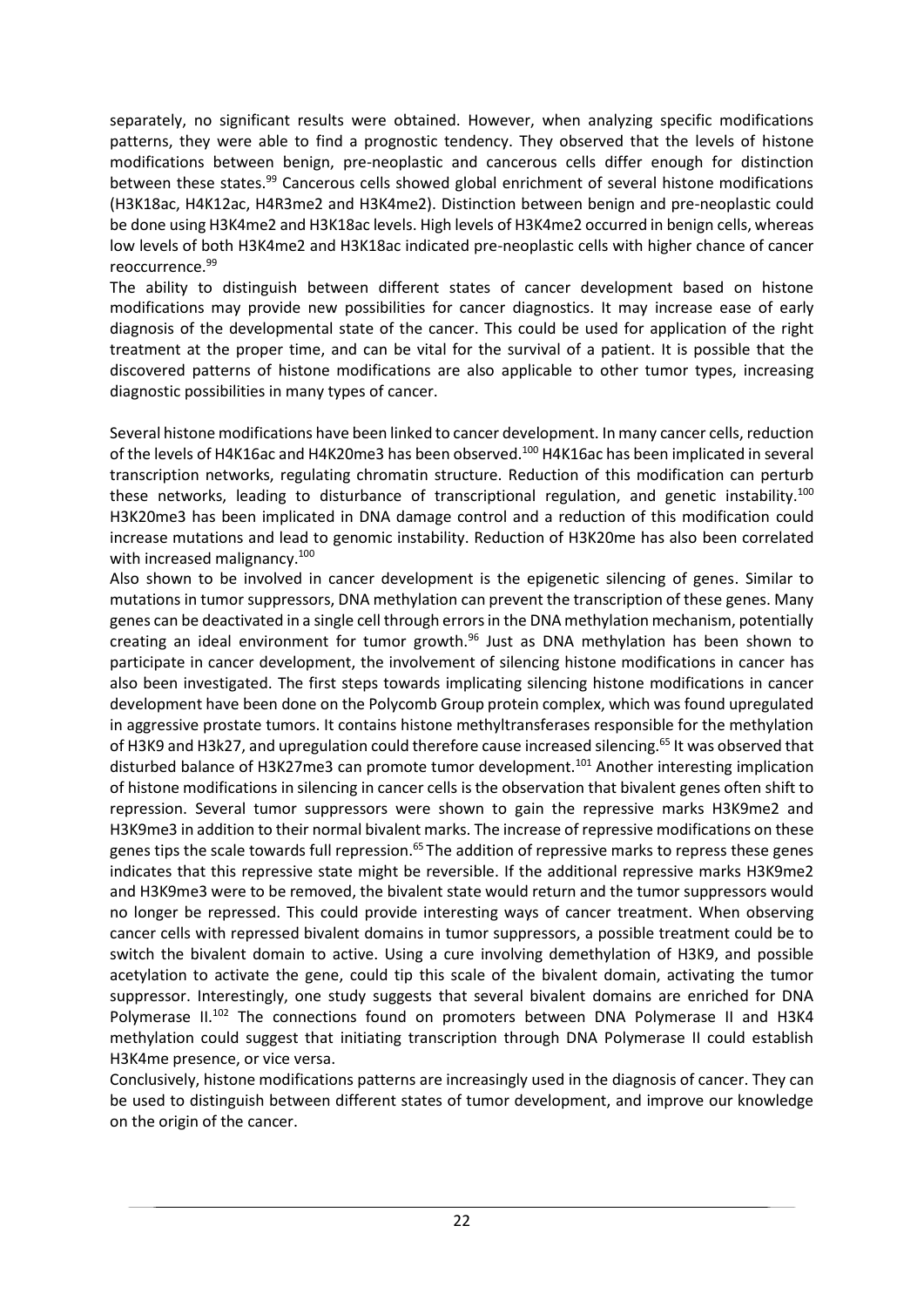separately, no significant results were obtained. However, when analyzing specific modifications patterns, they were able to find a prognostic tendency. They observed that the levels of histone modifications between benign, pre-neoplastic and cancerous cells differ enough for distinction between these states.[99] Cancerous cells showed global enrichment of several histone modifications (H3K18ac, H4K12ac, H4R3me2 and H3K4me2). Distinction between benign and pre-neoplastic could be done using H3K4me2 and H3K18ac levels. High levels of H3K4me2 occurred in benign cells, whereas low levels of both H3K4me2 and H3K18ac indicated pre-neoplastic cells with higher chance of cancer reoccurrence.[99]

The ability to distinguish between different states of cancer development based on histone modifications may provide new possibilities for cancer diagnostics. It may increase ease of early diagnosis of the developmental state of the cancer. This could be used for application of the right treatment at the proper time, and can be vital for the survival of a patient. It is possible that the discovered patterns of histone modifications are also applicable to other tumor types, increasing diagnostic possibilities in many types of cancer.

Several histone modifications have been linked to cancer development. In many cancer cells, reduction of the levels of H4K16ac and H4K20me3 has been observed.[100] H4K16ac has been implicated in several transcription networks, regulating chromatin structure. Reduction of this modification can perturb these networks, leading to disturbance of transcriptional regulation, and genetic instability.[100] H3K20me3 has been implicated in DNA damage control and a reduction of this modification could increase mutations and lead to genomic instability. Reduction of H3K20me has also been correlated with increased malignancy.[100]

Also shown to be involved in cancer development is the epigenetic silencing of genes. Similar to mutations in tumor suppressors, DNA methylation can prevent the transcription of these genes. Many genes can be deactivated in a single cell through errors in the DNA methylation mechanism, potentially creating an ideal environment for tumor growth.[96] Just as DNA methylation has been shown to participate in cancer development, the involvement of silencing histone modifications in cancer has also been investigated. The first steps towards implicating silencing histone modifications in cancer development have been done on the Polycomb Group protein complex, which was found upregulated in aggressive prostate tumors. It contains histone methyltransferases responsible for the methylation of H3K9 and H3k27, and upregulation could therefore cause increased silencing.[65] It was observed that disturbed balance of H3K27me3 can promote tumor development.[101] Another interesting implication of histone modifications in silencing in cancer cells is the observation that bivalent genes often shift to repression. Several tumor suppressors were shown to gain the repressive marks H3K9me2 and H3K9me3 in addition to their normal bivalent marks. The increase of repressive modifications on these genes tips the scale towards full repression.[65] The addition of repressive marks to repress these genes indicates that this repressive state might be reversible. If the additional repressive marks H3K9me2 and H3K9me3 were to be removed, the bivalent state would return and the tumor suppressors would no longer be repressed. This could provide interesting ways of cancer treatment. When observing cancer cells with repressed bivalent domains in tumor suppressors, a possible treatment could be to switch the bivalent domain to active. Using a cure involving demethylation of H3K9, and possible acetylation to activate the gene, could tip this scale of the bivalent domain, activating the tumor suppressor. Interestingly, one study suggests that several bivalent domains are enriched for DNA Polymerase II.[102] The connections found on promoters between DNA Polymerase II and H3K4 methylation could suggest that initiating transcription through DNA Polymerase II could establish H3K4me presence, or vice versa.

Conclusively, histone modifications patterns are increasingly used in the diagnosis of cancer. They can be used to distinguish between different states of tumor development, and improve our knowledge on the origin of the cancer.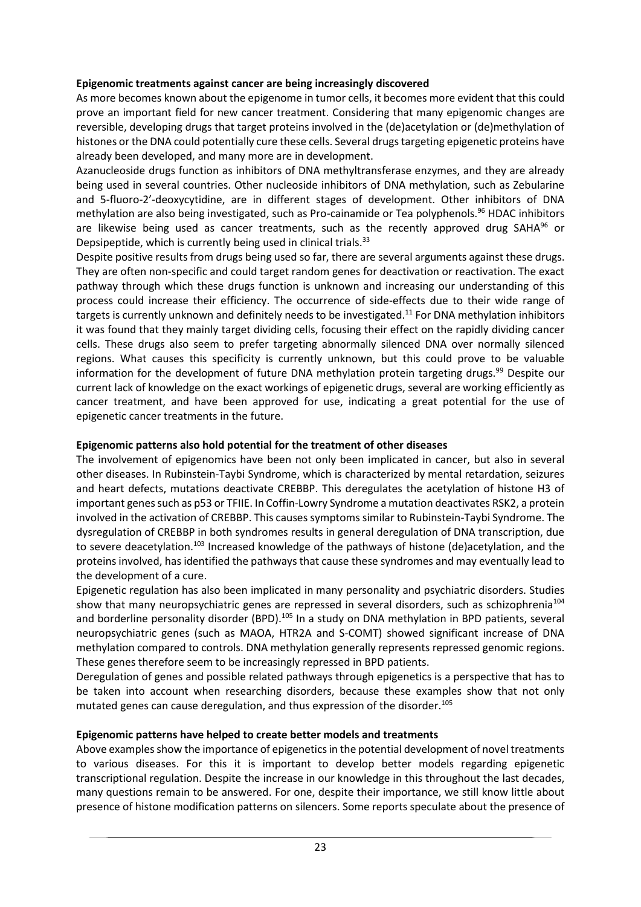**Epigenomic treatments against cancer are being increasingly discovered**

As more becomes known about the epigenome in tumor cells, it becomes more evident that this could prove an important field for new cancer treatment. Considering that many epigenomic changes are reversible, developing drugs that target proteins involved in the (de)acetylation or (de)methylation of histones or the DNA could potentially cure these cells. Several drugs targeting epigenetic proteins have already been developed, and many more are in development.

Azanucleoside drugs function as inhibitors of DNA methyltransferase enzymes, and they are already being used in several countries. Other nucleoside inhibitors of DNA methylation, such as Zebularine and 5-fluoro-2'-deoxycytidine, are in different stages of development. Other inhibitors of DNA methylation are also being investigated, such as Pro-cainamide or Tea polyphenols.[96] HDAC inhibitors are likewise being used as cancer treatments, such as the recently approved drug SAHA[96] or Depsipeptide, which is currently being used in clinical trials.[33]

Despite positive results from drugs being used so far, there are several arguments against these drugs. They are often non-specific and could target random genes for deactivation or reactivation. The exact pathway through which these drugs function is unknown and increasing our understanding of this process could increase their efficiency. The occurrence of side-effects due to their wide range of targets is currently unknown and definitely needs to be investigated.[11] For DNA methylation inhibitors it was found that they mainly target dividing cells, focusing their effect on the rapidly dividing cancer cells. These drugs also seem to prefer targeting abnormally silenced DNA over normally silenced regions. What causes this specificity is currently unknown, but this could prove to be valuable information for the development of future DNA methylation protein targeting drugs.[99] Despite our current lack of knowledge on the exact workings of epigenetic drugs, several are working efficiently as cancer treatment, and have been approved for use, indicating a great potential for the use of epigenetic cancer treatments in the future.

**Epigenomic patterns also hold potential for the treatment of other diseases**

The involvement of epigenomics have been not only been implicated in cancer, but also in several other diseases. In Rubinstein-Taybi Syndrome, which is characterized by mental retardation, seizures and heart defects, mutations deactivate CREBBP. This deregulates the acetylation of histone H3 of important genes such as p53 or TFIIE. In Coffin-Lowry Syndrome a mutation deactivates RSK2, a protein involved in the activation of CREBBP. This causes symptoms similar to Rubinstein-Taybi Syndrome. The dysregulation of CREBBP in both syndromes results in general deregulation of DNA transcription, due to severe deacetylation.[103] Increased knowledge of the pathways of histone (de)acetylation, and the proteins involved, has identified the pathways that cause these syndromes and may eventually lead to the development of a cure.

Epigenetic regulation has also been implicated in many personality and psychiatric disorders. Studies show that many neuropsychiatric genes are repressed in several disorders, such as schizophrenia[104] and borderline personality disorder (BPD).[105] In a study on DNA methylation in BPD patients, several neuropsychiatric genes (such as MAOA, HTR2A and S-COMT) showed significant increase of DNA methylation compared to controls. DNA methylation generally represents repressed genomic regions. These genes therefore seem to be increasingly repressed in BPD patients.

Deregulation of genes and possible related pathways through epigenetics is a perspective that has to be taken into account when researching disorders, because these examples show that not only mutated genes can cause deregulation, and thus expression of the disorder.[105]

**Epigenomic patterns have helped to create better models and treatments**

Above examples show the importance of epigenetics in the potential development of novel treatments to various diseases. For this it is important to develop better models regarding epigenetic transcriptional regulation. Despite the increase in our knowledge in this throughout the last decades, many questions remain to be answered. For one, despite their importance, we still know little about presence of histone modification patterns on silencers. Some reports speculate about the presence of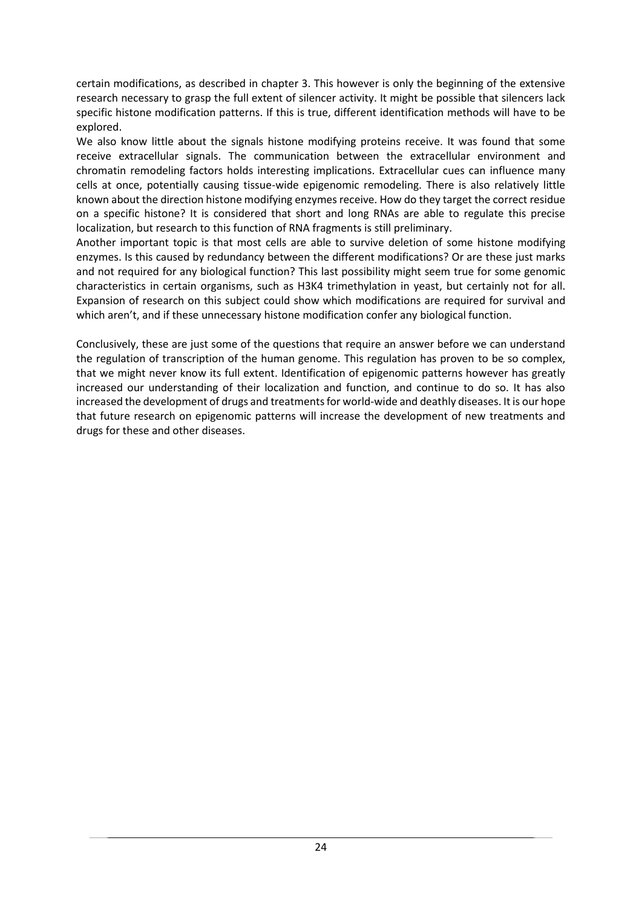certain modifications, as described in chapter 3. This however is only the beginning of the extensive research necessary to grasp the full extent of silencer activity. It might be possible that silencers lack specific histone modification patterns. If this is true, different identification methods will have to be explored.

We also know little about the signals histone modifying proteins receive. It was found that some receive extracellular signals. The communication between the extracellular environment and chromatin remodeling factors holds interesting implications. Extracellular cues can influence many cells at once, potentially causing tissue-wide epigenomic remodeling. There is also relatively little known about the direction histone modifying enzymes receive. How do they target the correct residue on a specific histone? It is considered that short and long RNAs are able to regulate this precise localization, but research to this function of RNA fragments is still preliminary.

Another important topic is that most cells are able to survive deletion of some histone modifying enzymes. Is this caused by redundancy between the different modifications? Or are these just marks and not required for any biological function? This last possibility might seem true for some genomic characteristics in certain organisms, such as H3K4 trimethylation in yeast, but certainly not for all. Expansion of research on this subject could show which modifications are required for survival and which aren't, and if these unnecessary histone modification confer any biological function.

Conclusively, these are just some of the questions that require an answer before we can understand the regulation of transcription of the human genome. This regulation has proven to be so complex, that we might never know its full extent. Identification of epigenomic patterns however has greatly increased our understanding of their localization and function, and continue to do so. It has also increased the development of drugs and treatments for world-wide and deathly diseases. It is our hope that future research on epigenomic patterns will increase the development of new treatments and drugs for these and other diseases.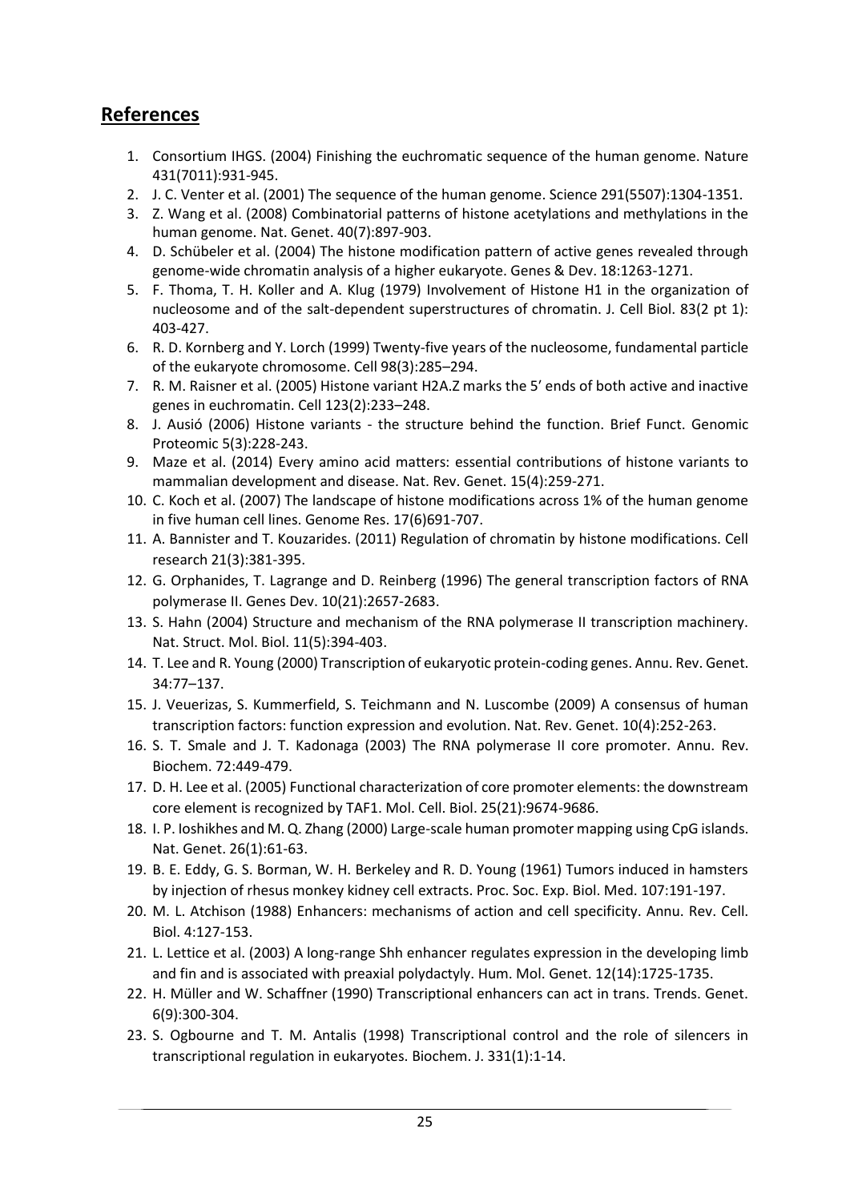## References

1. Consortium IHGS. (2004) Finishing the euchromatic sequence of the human genome. Nature 431(7011):931-945.
2. J. C. Venter et al. (2001) The sequence of the human genome. Science 291(5507):1304-1351.
3. Z. Wang et al. (2008) Combinatorial patterns of histone acetylations and methylations in the human genome. Nat. Genet. 40(7):897-903.
4. D. Schübeler et al. (2004) The histone modification pattern of active genes revealed through genome-wide chromatin analysis of a higher eukaryote. Genes & Dev. 18:1263-1271.
5. F. Thoma, T. H. Koller and A. Klug (1979) Involvement of Histone H1 in the organization of nucleosome and of the salt-dependent superstructures of chromatin. J. Cell Biol. 83(2 pt 1): 403-427.
6. R. D. Kornberg and Y. Lorch (1999) Twenty-five years of the nucleosome, fundamental particle of the eukaryote chromosome. Cell 98(3):285–294.
7. R. M. Raisner et al. (2005) Histone variant H2A.Z marks the 5' ends of both active and inactive genes in euchromatin. Cell 123(2):233–248.
8. J. Ausió (2006) Histone variants - the structure behind the function. Brief Funct. Genomic Proteomic 5(3):228-243.
9. Maze et al. (2014) Every amino acid matters: essential contributions of histone variants to mammalian development and disease. Nat. Rev. Genet. 15(4):259-271.
10. C. Koch et al. (2007) The landscape of histone modifications across 1% of the human genome in five human cell lines. Genome Res. 17(6)691-707.
11. A. Bannister and T. Kouzarides. (2011) Regulation of chromatin by histone modifications. Cell research 21(3):381-395.
12. G. Orphanides, T. Lagrange and D. Reinberg (1996) The general transcription factors of RNA polymerase II. Genes Dev. 10(21):2657-2683.
13. S. Hahn (2004) Structure and mechanism of the RNA polymerase II transcription machinery. Nat. Struct. Mol. Biol. 11(5):394-403.
14. T. Lee and R. Young (2000) Transcription of eukaryotic protein-coding genes. Annu. Rev. Genet. 34:77–137.
15. J. Veuerizas, S. Kummerfield, S. Teichmann and N. Luscombe (2009) A consensus of human transcription factors: function expression and evolution. Nat. Rev. Genet. 10(4):252-263.
16. S. T. Smale and J. T. Kadonaga (2003) The RNA polymerase II core promoter. Annu. Rev. Biochem. 72:449-479.
17. D. H. Lee et al. (2005) Functional characterization of core promoter elements: the downstream core element is recognized by TAF1. Mol. Cell. Biol. 25(21):9674-9686.
18. I. P. Ioshikhes and M. Q. Zhang (2000) Large-scale human promoter mapping using CpG islands. Nat. Genet. 26(1):61-63.
19. B. E. Eddy, G. S. Borman, W. H. Berkeley and R. D. Young (1961) Tumors induced in hamsters by injection of rhesus monkey kidney cell extracts. Proc. Soc. Exp. Biol. Med. 107:191-197.
20. M. L. Atchison (1988) Enhancers: mechanisms of action and cell specificity. Annu. Rev. Cell. Biol. 4:127-153.
21. L. Lettice et al. (2003) A long-range Shh enhancer regulates expression in the developing limb and fin and is associated with preaxial polydactyly. Hum. Mol. Genet. 12(14):1725-1735.
22. H. Müller and W. Schaffner (1990) Transcriptional enhancers can act in trans. Trends. Genet. 6(9):300-304.
23. S. Ogbourne and T. M. Antalis (1998) Transcriptional control and the role of silencers in transcriptional regulation in eukaryotes. Biochem. J. 331(1):1-14.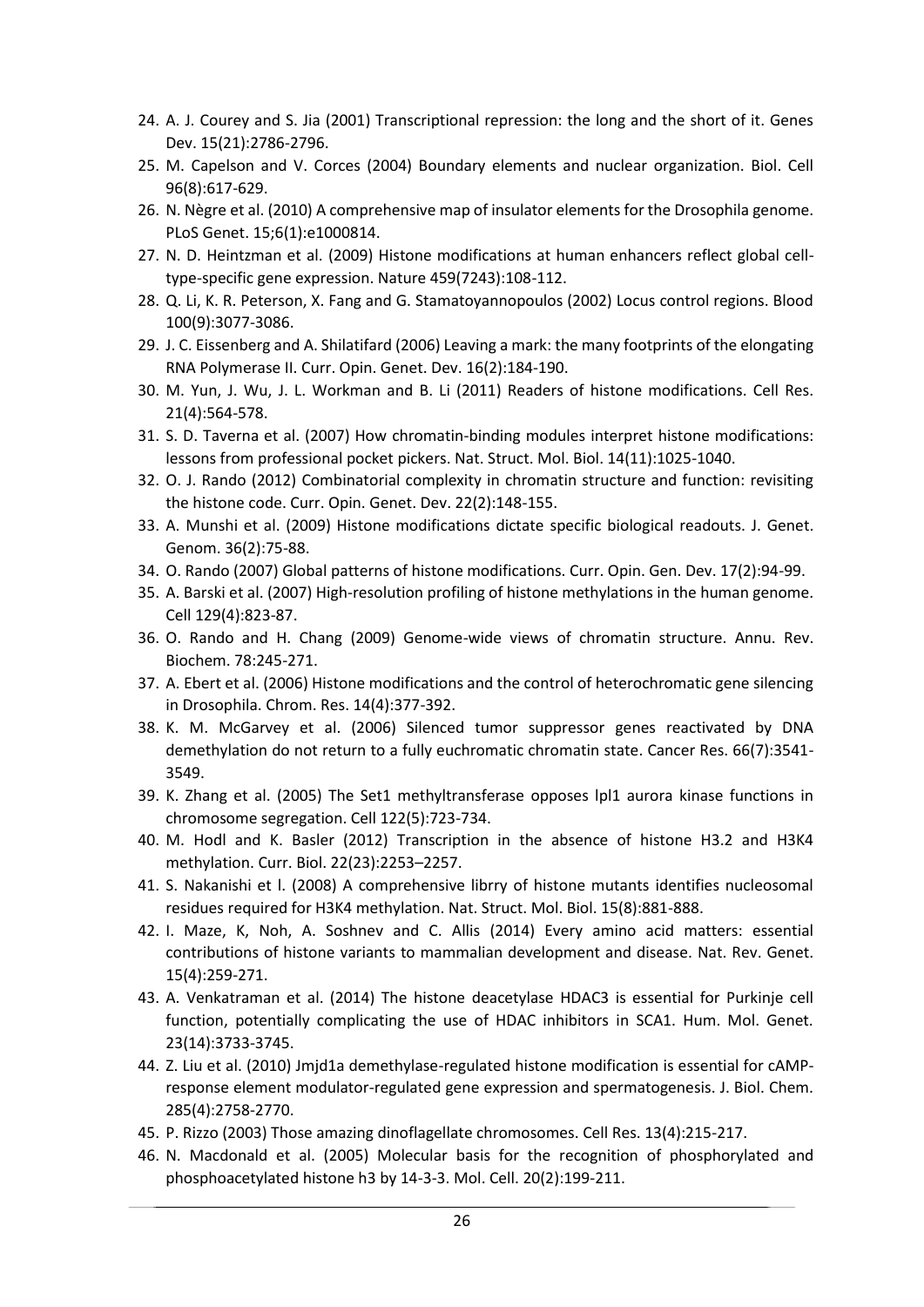24. A. J. Courey and S. Jia (2001) Transcriptional repression: the long and the short of it. Genes Dev. 15(21):2786-2796.
25. M. Capelson and V. Corces (2004) Boundary elements and nuclear organization. Biol. Cell 96(8):617-629.
26. N. Nègre et al. (2010) A comprehensive map of insulator elements for the Drosophila genome. PLoS Genet. 15;6(1):e1000814.
27. N. D. Heintzman et al. (2009) Histone modifications at human enhancers reflect global cell-type-specific gene expression. Nature 459(7243):108-112.
28. Q. Li, K. R. Peterson, X. Fang and G. Stamatoyannopoulos (2002) Locus control regions. Blood 100(9):3077-3086.
29. J. C. Eissenberg and A. Shilatifard (2006) Leaving a mark: the many footprints of the elongating RNA Polymerase II. Curr. Opin. Genet. Dev. 16(2):184-190.
30. M. Yun, J. Wu, J. L. Workman and B. Li (2011) Readers of histone modifications. Cell Res. 21(4):564-578.
31. S. D. Taverna et al. (2007) How chromatin-binding modules interpret histone modifications: lessons from professional pocket pickers. Nat. Struct. Mol. Biol. 14(11):1025-1040.
32. O. J. Rando (2012) Combinatorial complexity in chromatin structure and function: revisiting the histone code. Curr. Opin. Genet. Dev. 22(2):148-155.
33. A. Munshi et al. (2009) Histone modifications dictate specific biological readouts. J. Genet. Genom. 36(2):75-88.
34. O. Rando (2007) Global patterns of histone modifications. Curr. Opin. Gen. Dev. 17(2):94-99.
35. A. Barski et al. (2007) High-resolution profiling of histone methylations in the human genome. Cell 129(4):823-87.
36. O. Rando and H. Chang (2009) Genome-wide views of chromatin structure. Annu. Rev. Biochem. 78:245-271.
37. A. Ebert et al. (2006) Histone modifications and the control of heterochromatic gene silencing in Drosophila. Chrom. Res. 14(4):377-392.
38. K. M. McGarvey et al. (2006) Silenced tumor suppressor genes reactivated by DNA demethylation do not return to a fully euchromatic chromatin state. Cancer Res. 66(7):3541-3549.
39. K. Zhang et al. (2005) The Set1 methyltransferase opposes Ipl1 aurora kinase functions in chromosome segregation. Cell 122(5):723-734.
40. M. Hodl and K. Basler (2012) Transcription in the absence of histone H3.2 and H3K4 methylation. Curr. Biol. 22(23):2253–2257.
41. S. Nakanishi et l. (2008) A comprehensive librry of histone mutants identifies nucleosomal residues required for H3K4 methylation. Nat. Struct. Mol. Biol. 15(8):881-888.
42. I. Maze, K, Noh, A. Soshnev and C. Allis (2014) Every amino acid matters: essential contributions of histone variants to mammalian development and disease. Nat. Rev. Genet. 15(4):259-271.
43. A. Venkatraman et al. (2014) The histone deacetylase HDAC3 is essential for Purkinje cell function, potentially complicating the use of HDAC inhibitors in SCA1. Hum. Mol. Genet. 23(14):3733-3745.
44. Z. Liu et al. (2010) Jmjd1a demethylase-regulated histone modification is essential for cAMP-response element modulator-regulated gene expression and spermatogenesis. J. Biol. Chem. 285(4):2758-2770.
45. P. Rizzo (2003) Those amazing dinoflagellate chromosomes. Cell Res. 13(4):215-217.
46. N. Macdonald et al. (2005) Molecular basis for the recognition of phosphorylated and phosphoacetylated histone h3 by 14-3-3. Mol. Cell. 20(2):199-211.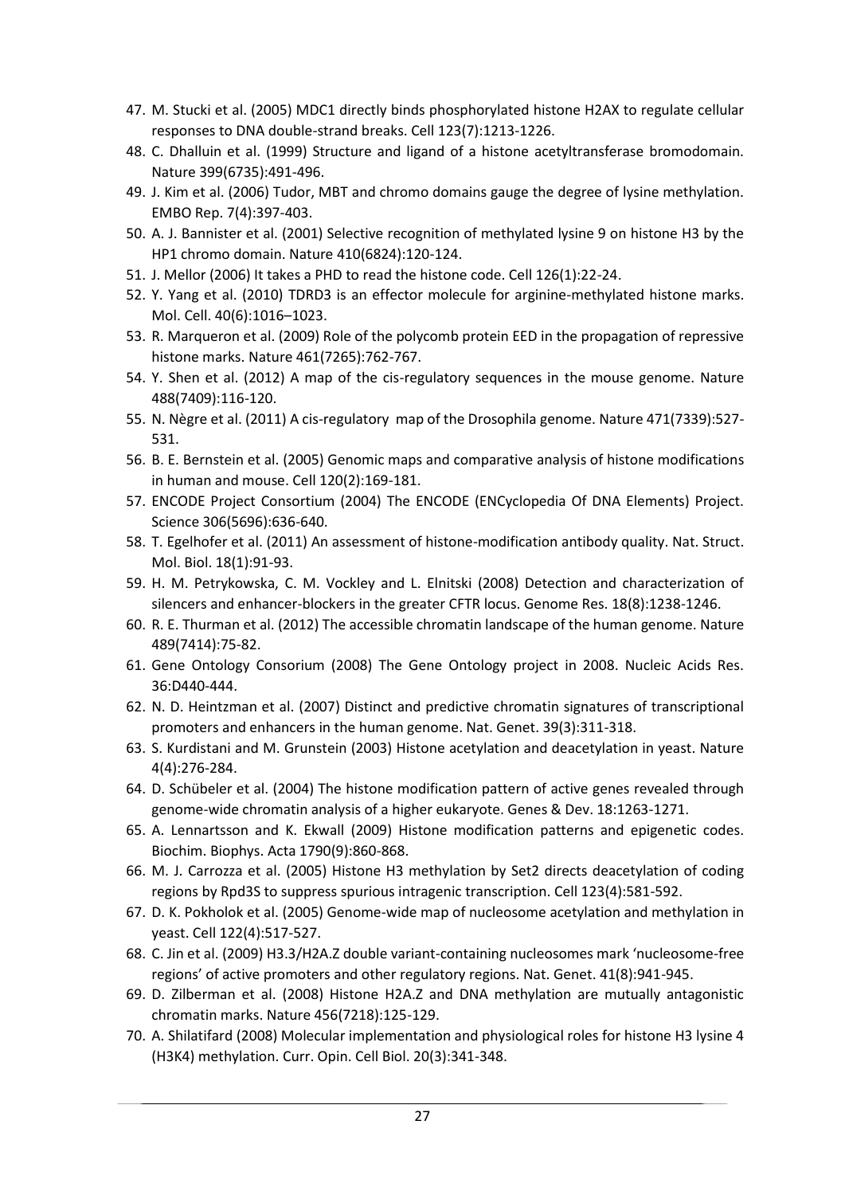47. M. Stucki et al. (2005) MDC1 directly binds phosphorylated histone H2AX to regulate cellular responses to DNA double-strand breaks. Cell 123(7):1213-1226.
48. C. Dhalluin et al. (1999) Structure and ligand of a histone acetyltransferase bromodomain. Nature 399(6735):491-496.
49. J. Kim et al. (2006) Tudor, MBT and chromo domains gauge the degree of lysine methylation. EMBO Rep. 7(4):397-403.
50. A. J. Bannister et al. (2001) Selective recognition of methylated lysine 9 on histone H3 by the HP1 chromo domain. Nature 410(6824):120-124.
51. J. Mellor (2006) It takes a PHD to read the histone code. Cell 126(1):22-24.
52. Y. Yang et al. (2010) TDRD3 is an effector molecule for arginine-methylated histone marks. Mol. Cell. 40(6):1016–1023.
53. R. Marqueron et al. (2009) Role of the polycomb protein EED in the propagation of repressive histone marks. Nature 461(7265):762-767.
54. Y. Shen et al. (2012) A map of the cis-regulatory sequences in the mouse genome. Nature 488(7409):116-120.
55. N. Nègre et al. (2011) A cis-regulatory map of the Drosophila genome. Nature 471(7339):527-531.
56. B. E. Bernstein et al. (2005) Genomic maps and comparative analysis of histone modifications in human and mouse. Cell 120(2):169-181.
57. ENCODE Project Consortium (2004) The ENCODE (ENCyclopedia Of DNA Elements) Project. Science 306(5696):636-640.
58. T. Egelhofer et al. (2011) An assessment of histone-modification antibody quality. Nat. Struct. Mol. Biol. 18(1):91-93.
59. H. M. Petrykowska, C. M. Vockley and L. Elnitski (2008) Detection and characterization of silencers and enhancer-blockers in the greater CFTR locus. Genome Res. 18(8):1238-1246.
60. R. E. Thurman et al. (2012) The accessible chromatin landscape of the human genome. Nature 489(7414):75-82.
61. Gene Ontology Consorium (2008) The Gene Ontology project in 2008. Nucleic Acids Res. 36:D440-444.
62. N. D. Heintzman et al. (2007) Distinct and predictive chromatin signatures of transcriptional promoters and enhancers in the human genome. Nat. Genet. 39(3):311-318.
63. S. Kurdistani and M. Grunstein (2003) Histone acetylation and deacetylation in yeast. Nature 4(4):276-284.
64. D. Schübeler et al. (2004) The histone modification pattern of active genes revealed through genome-wide chromatin analysis of a higher eukaryote. Genes & Dev. 18:1263-1271.
65. A. Lennartsson and K. Ekwall (2009) Histone modification patterns and epigenetic codes. Biochim. Biophys. Acta 1790(9):860-868.
66. M. J. Carrozza et al. (2005) Histone H3 methylation by Set2 directs deacetylation of coding regions by Rpd3S to suppress spurious intragenic transcription. Cell 123(4):581-592.
67. D. K. Pokholok et al. (2005) Genome-wide map of nucleosome acetylation and methylation in yeast. Cell 122(4):517-527.
68. C. Jin et al. (2009) H3.3/H2A.Z double variant-containing nucleosomes mark 'nucleosome-free regions' of active promoters and other regulatory regions. Nat. Genet. 41(8):941-945.
69. D. Zilberman et al. (2008) Histone H2A.Z and DNA methylation are mutually antagonistic chromatin marks. Nature 456(7218):125-129.
70. A. Shilatifard (2008) Molecular implementation and physiological roles for histone H3 lysine 4 (H3K4) methylation. Curr. Opin. Cell Biol. 20(3):341-348.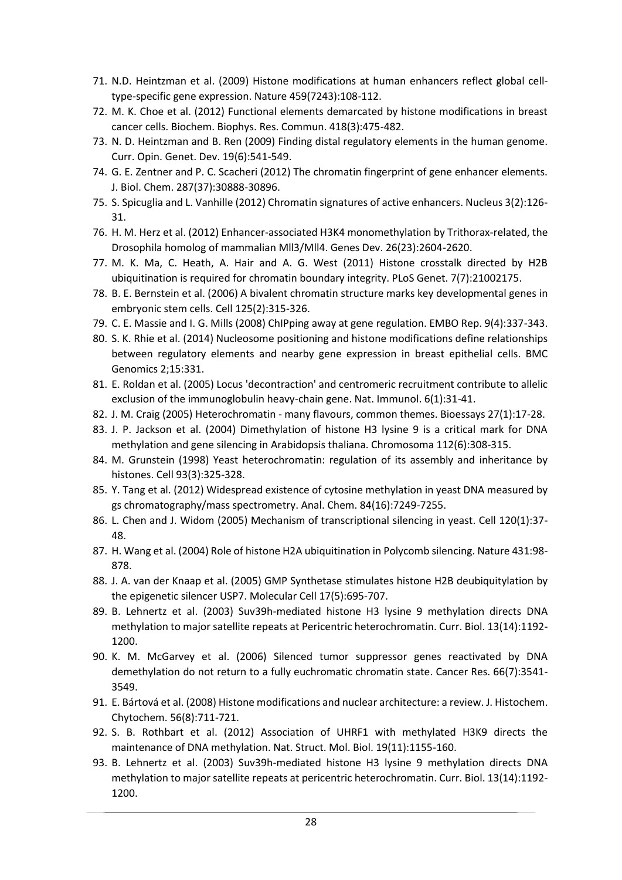71. N.D. Heintzman et al. (2009) Histone modifications at human enhancers reflect global cell-type-specific gene expression. Nature 459(7243):108-112.
72. M. K. Choe et al. (2012) Functional elements demarcated by histone modifications in breast cancer cells. Biochem. Biophys. Res. Commun. 418(3):475-482.
73. N. D. Heintzman and B. Ren (2009) Finding distal regulatory elements in the human genome. Curr. Opin. Genet. Dev. 19(6):541-549.
74. G. E. Zentner and P. C. Scacheri (2012) The chromatin fingerprint of gene enhancer elements. J. Biol. Chem. 287(37):30888-30896.
75. S. Spicuglia and L. Vanhille (2012) Chromatin signatures of active enhancers. Nucleus 3(2):126-31.
76. H. M. Herz et al. (2012) Enhancer-associated H3K4 monomethylation by Trithorax-related, the Drosophila homolog of mammalian Mll3/Mll4. Genes Dev. 26(23):2604-2620.
77. M. K. Ma, C. Heath, A. Hair and A. G. West (2011) Histone crosstalk directed by H2B ubiquitination is required for chromatin boundary integrity. PLoS Genet. 7(7):21002175.
78. B. E. Bernstein et al. (2006) A bivalent chromatin structure marks key developmental genes in embryonic stem cells. Cell 125(2):315-326.
79. C. E. Massie and I. G. Mills (2008) ChIPping away at gene regulation. EMBO Rep. 9(4):337-343.
80. S. K. Rhie et al. (2014) Nucleosome positioning and histone modifications define relationships between regulatory elements and nearby gene expression in breast epithelial cells. BMC Genomics 2;15:331.
81. E. Roldan et al. (2005) Locus 'decontraction' and centromeric recruitment contribute to allelic exclusion of the immunoglobulin heavy-chain gene. Nat. Immunol. 6(1):31-41.
82. J. M. Craig (2005) Heterochromatin - many flavours, common themes. Bioessays 27(1):17-28.
83. J. P. Jackson et al. (2004) Dimethylation of histone H3 lysine 9 is a critical mark for DNA methylation and gene silencing in Arabidopsis thaliana. Chromosoma 112(6):308-315.
84. M. Grunstein (1998) Yeast heterochromatin: regulation of its assembly and inheritance by histones. Cell 93(3):325-328.
85. Y. Tang et al. (2012) Widespread existence of cytosine methylation in yeast DNA measured by gs chromatography/mass spectrometry. Anal. Chem. 84(16):7249-7255.
86. L. Chen and J. Widom (2005) Mechanism of transcriptional silencing in yeast. Cell 120(1):37-48.
87. H. Wang et al. (2004) Role of histone H2A ubiquitination in Polycomb silencing. Nature 431:98-878.
88. J. A. van der Knaap et al. (2005) GMP Synthetase stimulates histone H2B deubiquitylation by the epigenetic silencer USP7. Molecular Cell 17(5):695-707.
89. B. Lehnertz et al. (2003) Suv39h-mediated histone H3 lysine 9 methylation directs DNA methylation to major satellite repeats at Pericentric heterochromatin. Curr. Biol. 13(14):1192-1200.
90. K. M. McGarvey et al. (2006) Silenced tumor suppressor genes reactivated by DNA demethylation do not return to a fully euchromatic chromatin state. Cancer Res. 66(7):3541-3549.
91. E. Bártová et al. (2008) Histone modifications and nuclear architecture: a review. J. Histochem. Chytochem. 56(8):711-721.
92. S. B. Rothbart et al. (2012) Association of UHRF1 with methylated H3K9 directs the maintenance of DNA methylation. Nat. Struct. Mol. Biol. 19(11):1155-160.
93. B. Lehnertz et al. (2003) Suv39h-mediated histone H3 lysine 9 methylation directs DNA methylation to major satellite repeats at pericentric heterochromatin. Curr. Biol. 13(14):1192-1200.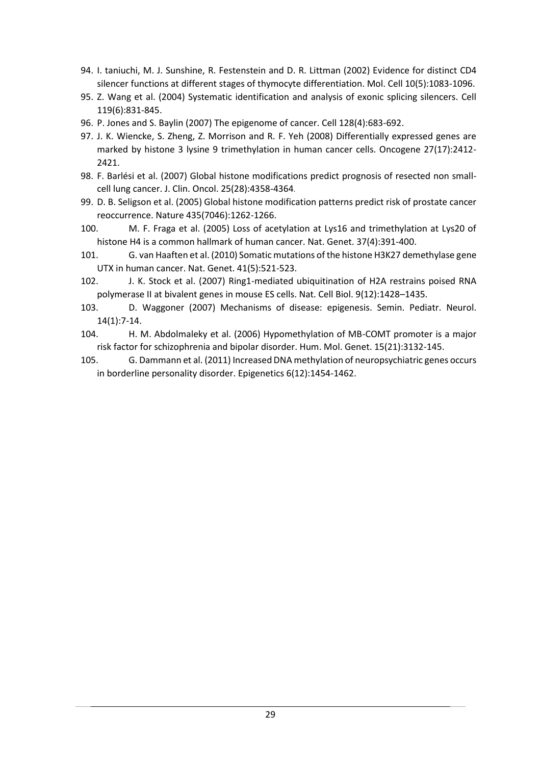94. I. taniuchi, M. J. Sunshine, R. Festenstein and D. R. Littman (2002) Evidence for distinct CD4 silencer functions at different stages of thymocyte differentiation. Mol. Cell 10(5):1083-1096.
95. Z. Wang et al. (2004) Systematic identification and analysis of exonic splicing silencers. Cell 119(6):831-845.
96. P. Jones and S. Baylin (2007) The epigenome of cancer. Cell 128(4):683-692.
97. J. K. Wiencke, S. Zheng, Z. Morrison and R. F. Yeh (2008) Differentially expressed genes are marked by histone 3 lysine 9 trimethylation in human cancer cells. Oncogene 27(17):2412-2421.
98. F. Barlési et al. (2007) Global histone modifications predict prognosis of resected non small-cell lung cancer. J. Clin. Oncol. 25(28):4358-4364.
99. D. B. Seligson et al. (2005) Global histone modification patterns predict risk of prostate cancer reoccurrence. Nature 435(7046):1262-1266.
100. M. F. Fraga et al. (2005) Loss of acetylation at Lys16 and trimethylation at Lys20 of histone H4 is a common hallmark of human cancer. Nat. Genet. 37(4):391-400.
101. G. van Haaften et al. (2010) Somatic mutations of the histone H3K27 demethylase gene UTX in human cancer. Nat. Genet. 41(5):521-523.
102. J. K. Stock et al. (2007) Ring1-mediated ubiquitination of H2A restrains poised RNA polymerase II at bivalent genes in mouse ES cells. Nat. Cell Biol. 9(12):1428–1435.
103. D. Waggoner (2007) Mechanisms of disease: epigenesis. Semin. Pediatr. Neurol. 14(1):7-14.
104. H. M. Abdolmaleky et al. (2006) Hypomethylation of MB-COMT promoter is a major risk factor for schizophrenia and bipolar disorder. Hum. Mol. Genet. 15(21):3132-145.
105. G. Dammann et al. (2011) Increased DNA methylation of neuropsychiatric genes occurs in borderline personality disorder. Epigenetics 6(12):1454-1462.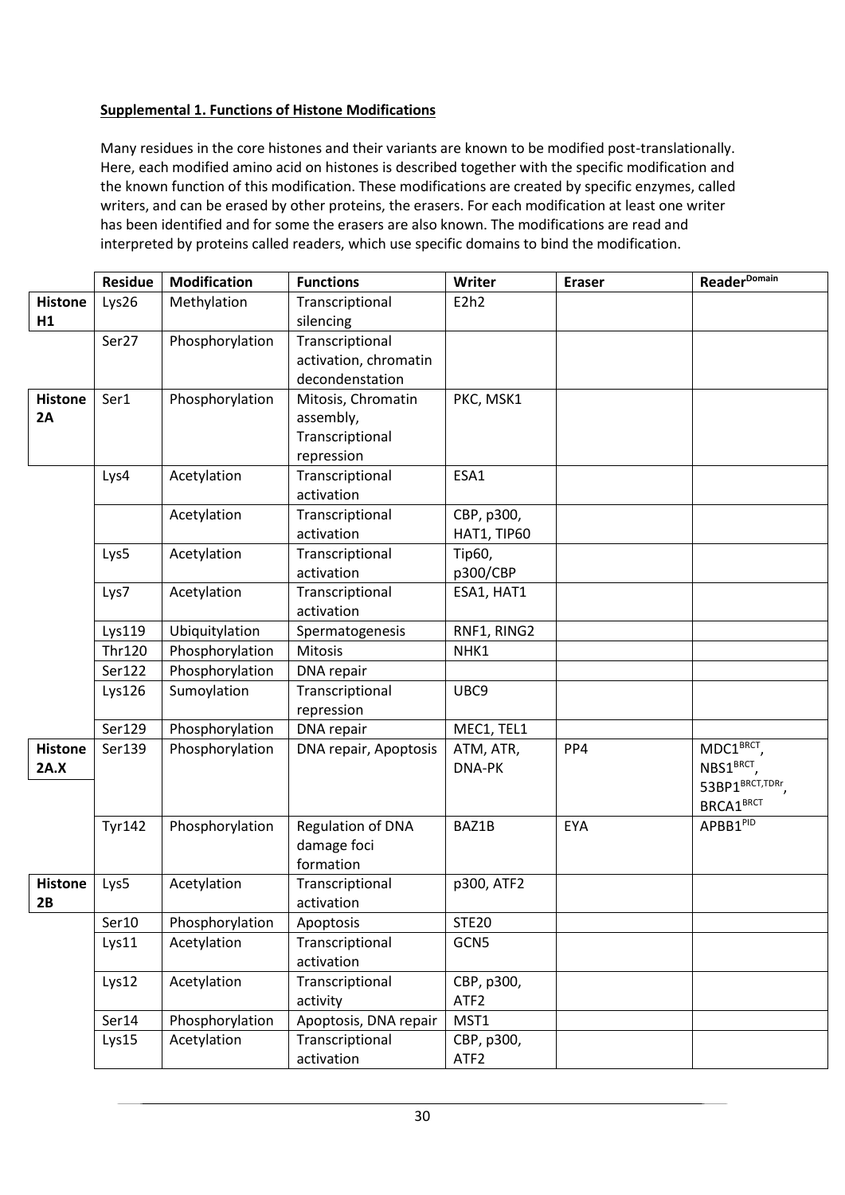**Supplemental 1. Functions of Histone Modifications**

Many residues in the core histones and their variants are known to be modified post-translationally. Here, each modified amino acid on histones is described together with the specific modification and the known function of this modification. These modifications are created by specific enzymes, called writers, and can be erased by other proteins, the erasers. For each modification at least one writer has been identified and for some the erasers are also known. The modifications are read and interpreted by proteins called readers, which use specific domains to bind the modification.

| | Residue | Modification | Functions | Writer | Eraser | Reader$^{Domain}$ |
|---|---|---|---|---|---|---|
| **Histone H1** | Lys26 | Methylation | Transcriptional silencing | E2h2 | | |
| | Ser27 | Phosphorylation | Transcriptional activation, chromatin decondenstation | | | |
| **Histone 2A** | Ser1 | Phosphorylation | Mitosis, Chromatin assembly, Transcriptional repression | PKC, MSK1 | | |
| | Lys4 | Acetylation | Transcriptional activation | ESA1 | | |
| | | Acetylation | Transcriptional activation | CBP, p300, HAT1, TIP60 | | |
| | Lys5 | Acetylation | Transcriptional activation | Tip60, p300/CBP | | |
| | Lys7 | Acetylation | Transcriptional activation | ESA1, HAT1 | | |
| | Lys119 | Ubiquitylation | Spermatogenesis | RNF1, RING2 | | |
| | Thr120 | Phosphorylation | Mitosis | NHK1 | | |
| | Ser122 | Phosphorylation | DNA repair | | | |
| | Lys126 | Sumoylation | Transcriptional repression | UBC9 | | |
| | Ser129 | Phosphorylation | DNA repair | MEC1, TEL1 | | |
| **Histone 2A.X** | Ser139 | Phosphorylation | DNA repair, Apoptosis | ATM, ATR, DNA-PK | PP4 | MDC1$^{BRCT}$, NBS1$^{BRCT}$, 53BP1$^{BRCT,TDRr}$, BRCA1$^{BRCT}$ |
| | Tyr142 | Phosphorylation | Regulation of DNA damage foci formation | BAZ1B | EYA | APBB1$^{PID}$ |
| **Histone 2B** | Lys5 | Acetylation | Transcriptional activation | p300, ATF2 | | |
| | Ser10 | Phosphorylation | Apoptosis | STE20 | | |
| | Lys11 | Acetylation | Transcriptional activation | GCN5 | | |
| | Lys12 | Acetylation | Transcriptional activity | CBP, p300, ATF2 | | |
| | Ser14 | Phosphorylation | Apoptosis, DNA repair | MST1 | | |
| | Lys15 | Acetylation | Transcriptional activation | CBP, p300, ATF2 | | |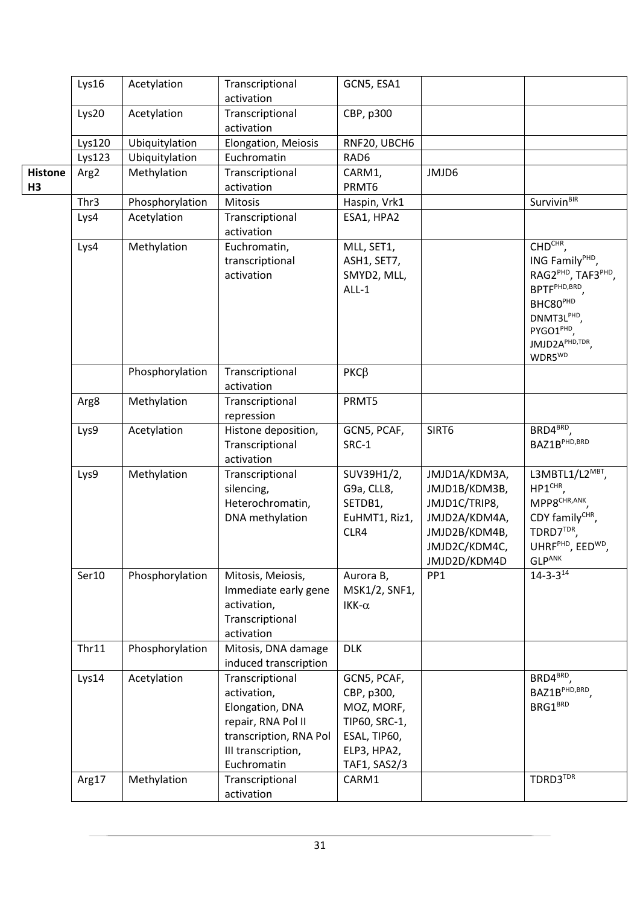| | | | | | | |
|---|---|---|---|---|---|---|
| | Lys16 | Acetylation | Transcriptional activation | GCN5, ESA1 | | |
| | Lys20 | Acetylation | Transcriptional activation | CBP, p300 | | |
| | Lys120 | Ubiquitylation | Elongation, Meiosis | RNF20, UBCH6 | | |
| | Lys123 | Ubiquitylation | Euchromatin | RAD6 | | |
| **Histone H3** | Arg2 | Methylation | Transcriptional activation | CARM1, PRMT6 | JMJD6 | |
| | Thr3 | Phosphorylation | Mitosis | Haspin, Vrk1 | | Survivin[BIR] |
| | Lys4 | Acetylation | Transcriptional activation | ESA1, HPA2 | | |
| | Lys4 | Methylation | Euchromatin, transcriptional activation | MLL, SET1, ASH1, SET7, SMYD2, MLL, ALL-1 | | CHD[CHR], ING Family[PHD], RAG2[PHD], TAF3[PHD], BPTF[PHD,BRD], BHC80[PHD] DNMT3L[PHD], PYGO1[PHD], JMJD2A[PHD,TDR], WDR5[WD] |
| | | Phosphorylation | Transcriptional activation | PKCβ | | |
| | Arg8 | Methylation | Transcriptional repression | PRMT5 | | |
| | Lys9 | Acetylation | Histone deposition, Transcriptional activation | GCN5, PCAF, SRC-1 | SIRT6 | BRD4[BRD], BAZ1B[PHD,BRD] |
| | Lys9 | Methylation | Transcriptional silencing, Heterochromatin, DNA methylation | SUV39H1/2, G9a, CLL8, SETDB1, EuHMT1, Riz1, CLR4 | JMJD1A/KDM3A, JMJD1B/KDM3B, JMJD1C/TRIP8, JMJD2A/KDM4A, JMJD2B/KDM4B, JMJD2C/KDM4C, JMJD2D/KDM4D | L3MBTL1/L2[MBT], HP1[CHR], MPP8[CHR,ANK], CDY family[CHR], TDRD7[TDR], UHRF[PHD], EED[WD], GLP[ANK] |
| | Ser10 | Phosphorylation | Mitosis, Meiosis, Immediate early gene activation, Transcriptional activation | Aurora B, MSK1/2, SNF1, IKK-α | PP1 | 14-3-3[14] |
| | Thr11 | Phosphorylation | Mitosis, DNA damage induced transcription | DLK | | |
| | Lys14 | Acetylation | Transcriptional activation, Elongation, DNA repair, RNA Pol II transcription, RNA Pol III transcription, Euchromatin | GCN5, PCAF, CBP, p300, MOZ, MORF, TIP60, SRC-1, ESAL, TIP60, ELP3, HPA2, TAF1, SAS2/3 | | BRD4[BRD], BAZ1B[PHD,BRD], BRG1[BRD] |
| | Arg17 | Methylation | Transcriptional activation | CARM1 | | TDRD3[TDR] |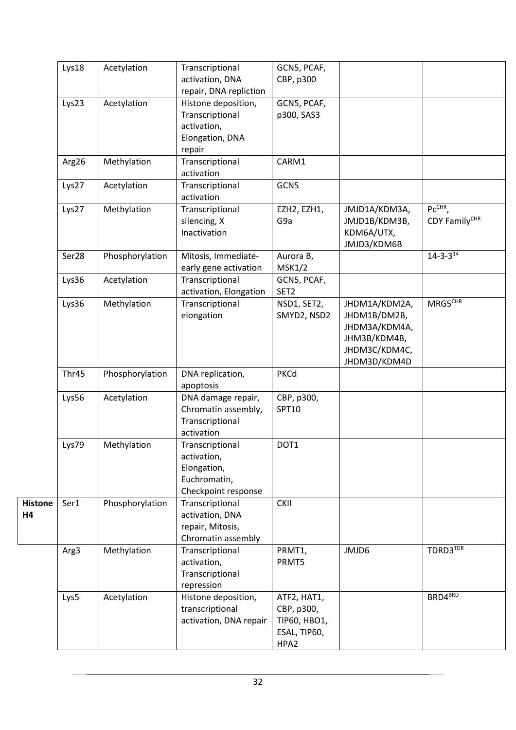| | Lys18 | Acetylation | Transcriptional activation, DNA repair, DNA repliction | GCN5, PCAF, CBP, p300 | | |
|---|---|---|---|---|---|---|
| | Lys23 | Acetylation | Histone deposition, Transcriptional activation, Elongation, DNA repair | GCN5, PCAF, p300, SAS3 | | |
| | Arg26 | Methylation | Transcriptional activation | CARM1 | | |
| | Lys27 | Acetylation | Transcriptional activation | GCN5 | | |
| | Lys27 | Methylation | Transcriptional silencing, X Inactivation | EZH2, EZH1, G9a | JMJD1A/KDM3A, JMJD1B/KDM3B, KDM6A/UTX, JMJD3/KDM6B | Pc[CHR], CDY Family[CHR] |
| | Ser28 | Phosphorylation | Mitosis, Immediate-early gene activation | Aurora B, MSK1/2 | | 14-3-3[14] |
| | Lys36 | Acetylation | Transcriptional activation, Elongation | GCN5, PCAF, SET2 | | |
| | Lys36 | Methylation | Transcriptional elongation | NSD1, SET2, SMYD2, NSD2 | JHDM1A/KDM2A, JHDM1B/DM2B, JHDM3A/KDM4A, JHM3B/KDM4B, JHDM3C/KDM4C, JHDM3D/KDM4D | MRG5[CHR] |
| | Thr45 | Phosphorylation | DNA replication, apoptosis | PKCd | | |
| | Lys56 | Acetylation | DNA damage repair, Chromatin assembly, Transcriptional activation | CBP, p300, SPT10 | | |
| | Lys79 | Methylation | Transcriptional activation, Elongation, Euchromatin, Checkpoint response | DOT1 | | |
| **Histone H4** | Ser1 | Phosphorylation | Transcriptional activation, DNA repair, Mitosis, Chromatin assembly | CKII | | |
| | Arg3 | Methylation | Transcriptional activation, Transcriptional repression | PRMT1, PRMT5 | JMJD6 | TDRD3[TDR] |
| | Lys5 | Acetylation | Histone deposition, transcriptional activation, DNA repair | ATF2, HAT1, CBP, p300, TIP60, HBO1, ESAL, TIP60, HPA2 | | BRD4[BRD] |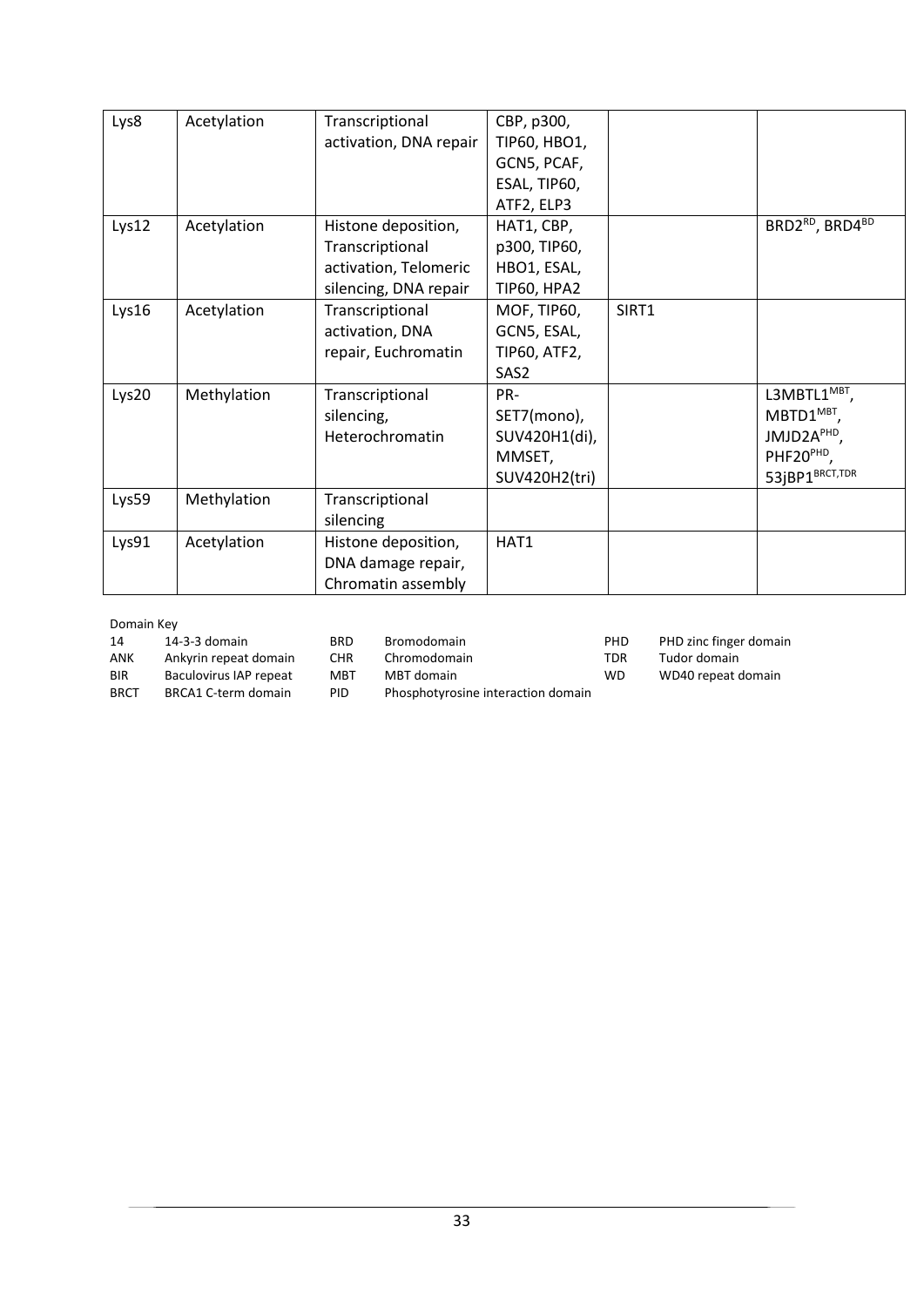| Lys8 | Acetylation | Transcriptional activation, DNA repair | CBP, p300, TIP60, HBO1, GCN5, PCAF, ESAL, TIP60, ATF2, ELP3 | | |
|---|---|---|---|---|---|
| Lys12 | Acetylation | Histone deposition, Transcriptional activation, Telomeric silencing, DNA repair | HAT1, CBP, p300, TIP60, HBO1, ESAL, TIP60, HPA2 | | BRD2[RD], BRD4[BD] |
| Lys16 | Acetylation | Transcriptional activation, DNA repair, Euchromatin | MOF, TIP60, GCN5, ESAL, TIP60, ATF2, SAS2 | SIRT1 | |
| Lys20 | Methylation | Transcriptional silencing, Heterochromatin | PR-SET7(mono), SUV420H1(di), MMSET, SUV420H2(tri) | | L3MBTL1[MBT], MBTD1[MBT], JMJD2A[PHD], PHF20[PHD], 53jBP1[BRCT,TDR] |
| Lys59 | Methylation | Transcriptional silencing | | | |
| Lys91 | Acetylation | Histone deposition, DNA damage repair, Chromatin assembly | HAT1 | | |

Domain Key

| | | | | | |
|---|---|---|---|---|---|
| 14 | 14-3-3 domain | BRD | Bromodomain | PHD | PHD zinc finger domain |
| ANK | Ankyrin repeat domain | CHR | Chromodomain | TDR | Tudor domain |
| BIR | Baculovirus IAP repeat | MBT | MBT domain | WD | WD40 repeat domain |
| BRCT | BRCA1 C-term domain | PID | Phosphotyrosine interaction domain | | |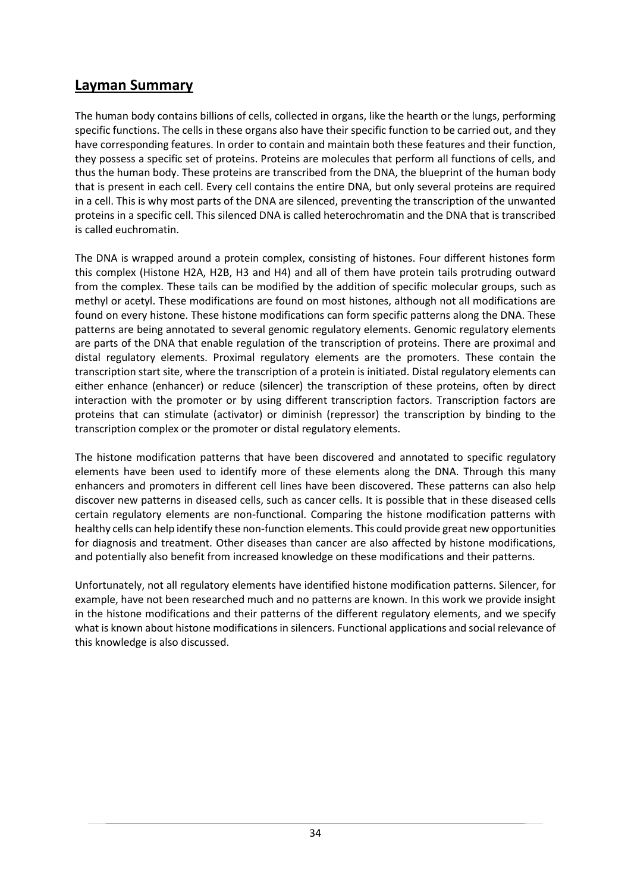## Layman Summary

The human body contains billions of cells, collected in organs, like the hearth or the lungs, performing specific functions. The cells in these organs also have their specific function to be carried out, and they have corresponding features. In order to contain and maintain both these features and their function, they possess a specific set of proteins. Proteins are molecules that perform all functions of cells, and thus the human body. These proteins are transcribed from the DNA, the blueprint of the human body that is present in each cell. Every cell contains the entire DNA, but only several proteins are required in a cell. This is why most parts of the DNA are silenced, preventing the transcription of the unwanted proteins in a specific cell. This silenced DNA is called heterochromatin and the DNA that is transcribed is called euchromatin.

The DNA is wrapped around a protein complex, consisting of histones. Four different histones form this complex (Histone H2A, H2B, H3 and H4) and all of them have protein tails protruding outward from the complex. These tails can be modified by the addition of specific molecular groups, such as methyl or acetyl. These modifications are found on most histones, although not all modifications are found on every histone. These histone modifications can form specific patterns along the DNA. These patterns are being annotated to several genomic regulatory elements. Genomic regulatory elements are parts of the DNA that enable regulation of the transcription of proteins. There are proximal and distal regulatory elements. Proximal regulatory elements are the promoters. These contain the transcription start site, where the transcription of a protein is initiated. Distal regulatory elements can either enhance (enhancer) or reduce (silencer) the transcription of these proteins, often by direct interaction with the promoter or by using different transcription factors. Transcription factors are proteins that can stimulate (activator) or diminish (repressor) the transcription by binding to the transcription complex or the promoter or distal regulatory elements.

The histone modification patterns that have been discovered and annotated to specific regulatory elements have been used to identify more of these elements along the DNA. Through this many enhancers and promoters in different cell lines have been discovered. These patterns can also help discover new patterns in diseased cells, such as cancer cells. It is possible that in these diseased cells certain regulatory elements are non-functional. Comparing the histone modification patterns with healthy cells can help identify these non-function elements. This could provide great new opportunities for diagnosis and treatment. Other diseases than cancer are also affected by histone modifications, and potentially also benefit from increased knowledge on these modifications and their patterns.

Unfortunately, not all regulatory elements have identified histone modification patterns. Silencer, for example, have not been researched much and no patterns are known. In this work we provide insight in the histone modifications and their patterns of the different regulatory elements, and we specify what is known about histone modifications in silencers. Functional applications and social relevance of this knowledge is also discussed.